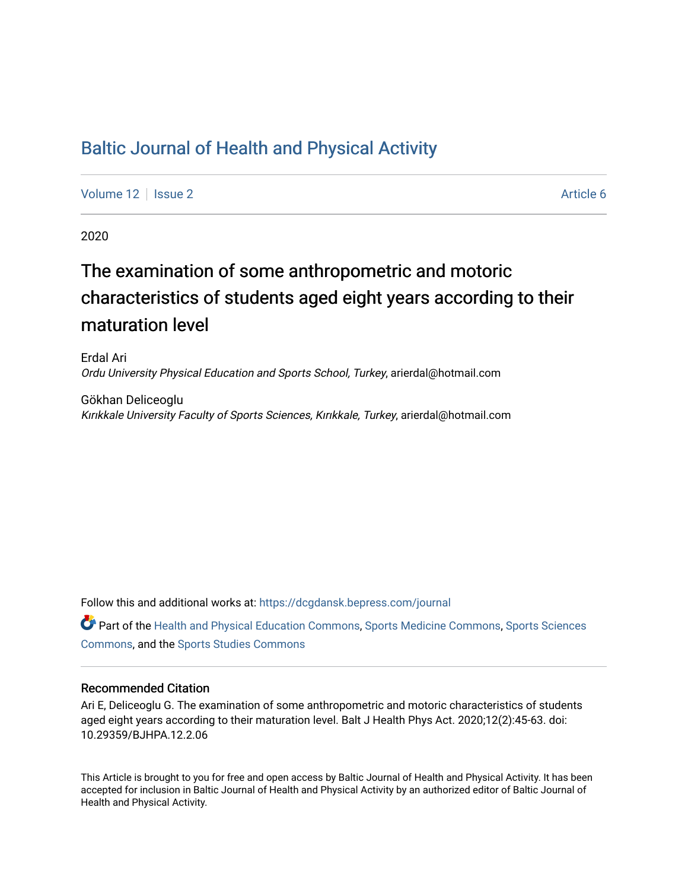# Baltic Journal of Health and Physical Activity

Volume 12 | Issue 2 Article 6

2020

## The examination of some anthropometric and motoric characteristics of students aged eight years according to their maturation level

Erdal Ari
*Ordu University Physical Education and Sports School, Turkey*, arierdal@hotmail.com

Gökhan Deliceoglu
*Kırıkkale University Faculty of Sports Sciences, Kırıkkale, Turkey*, arierdal@hotmail.com

Follow this and additional works at: https://dcgdansk.bepress.com/journal

Part of the Health and Physical Education Commons, Sports Medicine Commons, Sports Sciences Commons, and the Sports Studies Commons

### Recommended Citation

Ari E, Deliceoglu G. The examination of some anthropometric and motoric characteristics of students aged eight years according to their maturation level. Balt J Health Phys Act. 2020;12(2):45-63. doi: 10.29359/BJHPA.12.2.06

This Article is brought to you for free and open access by Baltic Journal of Health and Physical Activity. It has been accepted for inclusion in Baltic Journal of Health and Physical Activity by an authorized editor of Baltic Journal of Health and Physical Activity.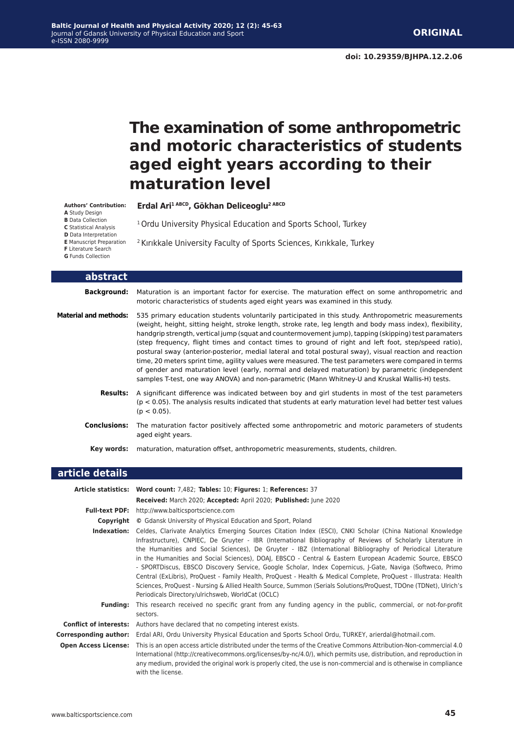**ORIGINAL**

**doi: 10.29359/BJHPA.12.2.06**

# The examination of some anthropometric and motoric characteristics of students aged eight years according to their maturation level

**Authors' Contribution:**
**A** Study Design
**B** Data Collection
**C** Statistical Analysis
**D** Data Interpretation
**E** Manuscript Preparation
**F** Literature Search
**G** Funds Collection

**Erdal Ari[1 ABCD], Gökhan Deliceoglu[2 ABCD]**

[1] Ordu University Physical Education and Sports School, Turkey

[2] Kırıkkale University Faculty of Sports Sciences, Kırıkkale, Turkey

## abstract

**Background:** Maturation is an important factor for exercise. The maturation effect on some anthropometric and motoric characteristics of students aged eight years was examined in this study.

**Material and methods:** 535 primary education students voluntarily participated in this study. Anthropometric measurements (weight, height, sitting height, stroke length, stroke rate, leg length and body mass index), flexibility, handgrip strength, vertical jump (squat and countermovement jump), tapping (skipping) test paramaters (step frequency, flight times and contact times to ground of right and left foot, step/speed ratio), postural sway (anterior-posterior, medial lateral and total postural sway), visual reaction and reaction time, 20 meters sprint time, agility values were measured. The test parameters were compared in terms of gender and maturation level (early, normal and delayed maturation) by parametric (independent samples T-test, one way ANOVA) and non-parametric (Mann Whitney-U and Kruskal Wallis-H) tests.

**Results:** A significant difference was indicated between boy and girl students in most of the test parameters ($p < 0.05$). The analysis results indicated that students at early maturation level had better test values ($p < 0.05$).

**Conclusions:** The maturation factor positively affected some anthropometric and motoric parameters of students aged eight years.

**Key words:** maturation, maturation offset, anthropometric measurements, students, children.

## article details

**Article statistics:** **Word count:** 7,482; **Tables:** 10; **Figures:** 1; **References:** 37

**Received:** March 2020; **Accepted:** April 2020; **Published:** June 2020

**Full-text PDF:** http://www.balticsportscience.com

**Copyright** © Gdansk University of Physical Education and Sport, Poland

**Indexation:** Celdes, Clarivate Analytics Emerging Sources Citation Index (ESCI), CNKI Scholar (China National Knowledge Infrastructure), CNPIEC, De Gruyter - IBR (International Bibliography of Reviews of Scholarly Literature in the Humanities and Social Sciences), De Gruyter - IBZ (International Bibliography of Periodical Literature in the Humanities and Social Sciences), DOAJ, EBSCO - Central & Eastern European Academic Source, EBSCO - SPORTDiscus, EBSCO Discovery Service, Google Scholar, Index Copernicus, J-Gate, Naviga (Softweco, Primo Central (ExLibris), ProQuest - Family Health, ProQuest - Health & Medical Complete, ProQuest - Illustrata: Health Sciences, ProQuest - Nursing & Allied Health Source, Summon (Serials Solutions/ProQuest, TDOne (TDNet), Ulrich's Periodicals Directory/ulrichsweb, WorldCat (OCLC)

**Funding:** This research received no specific grant from any funding agency in the public, commercial, or not-for-profit sectors.

**Conflict of interests:** Authors have declared that no competing interest exists.

**Corresponding author:** Erdal ARI, Ordu University Physical Education and Sports School Ordu, TURKEY, arierdal@hotmail.com.

**Open Access License:** This is an open access article distributed under the terms of the Creative Commons Attribution-Non-commercial 4.0 International (http://creativecommons.org/licenses/by-nc/4.0/), which permits use, distribution, and reproduction in any medium, provided the original work is properly cited, the use is non-commercial and is otherwise in compliance with the license.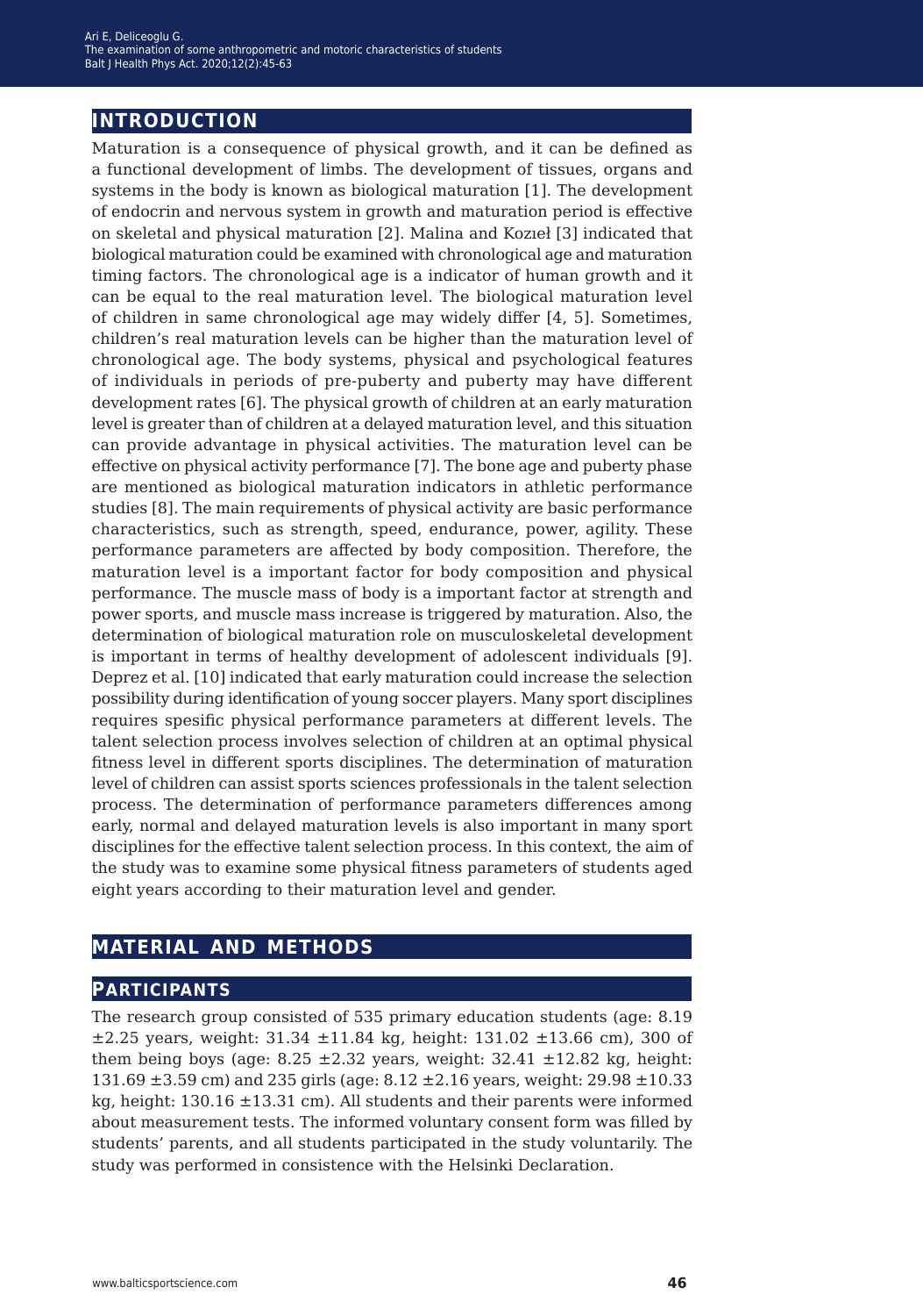# INTRODUCTION

Maturation is a consequence of physical growth, and it can be defined as a functional development of limbs. The development of tissues, organs and systems in the body is known as biological maturation [1]. The development of endocrin and nervous system in growth and maturation period is effective on skeletal and physical maturation [2]. Malina and Kozieł [3] indicated that biological maturation could be examined with chronological age and maturation timing factors. The chronological age is a indicator of human growth and it can be equal to the real maturation level. The biological maturation level of children in same chronological age may widely differ [4, 5]. Sometimes, children's real maturation levels can be higher than the maturation level of chronological age. The body systems, physical and psychological features of individuals in periods of pre-puberty and puberty may have different development rates [6]. The physical growth of children at an early maturation level is greater than of children at a delayed maturation level, and this situation can provide advantage in physical activities. The maturation level can be effective on physical activity performance [7]. The bone age and puberty phase are mentioned as biological maturation indicators in athletic performance studies [8]. The main requirements of physical activity are basic performance characteristics, such as strength, speed, endurance, power, agility. These performance parameters are affected by body composition. Therefore, the maturation level is a important factor for body composition and physical performance. The muscle mass of body is a important factor at strength and power sports, and muscle mass increase is triggered by maturation. Also, the determination of biological maturation role on musculoskeletal development is important in terms of healthy development of adolescent individuals [9]. Deprez et al. [10] indicated that early maturation could increase the selection possibility during identification of young soccer players. Many sport disciplines requires spesific physical performance parameters at different levels. The talent selection process involves selection of children at an optimal physical fitness level in different sports disciplines. The determination of maturation level of children can assist sports sciences professionals in the talent selection process. The determination of performance parameters differences among early, normal and delayed maturation levels is also important in many sport disciplines for the effective talent selection process. In this context, the aim of the study was to examine some physical fitness parameters of students aged eight years according to their maturation level and gender.

# MATERIAL AND METHODS

## PARTICIPANTS

The research group consisted of 535 primary education students (age: 8.19 ±2.25 years, weight: 31.34 ±11.84 kg, height: 131.02 ±13.66 cm), 300 of them being boys (age: 8.25 ±2.32 years, weight: 32.41 ±12.82 kg, height: 131.69 ±3.59 cm) and 235 girls (age: 8.12 ±2.16 years, weight: 29.98 ±10.33 kg, height: 130.16 ±13.31 cm). All students and their parents were informed about measurement tests. The informed voluntary consent form was filled by students' parents, and all students participated in the study voluntarily. The study was performed in consistence with the Helsinki Declaration.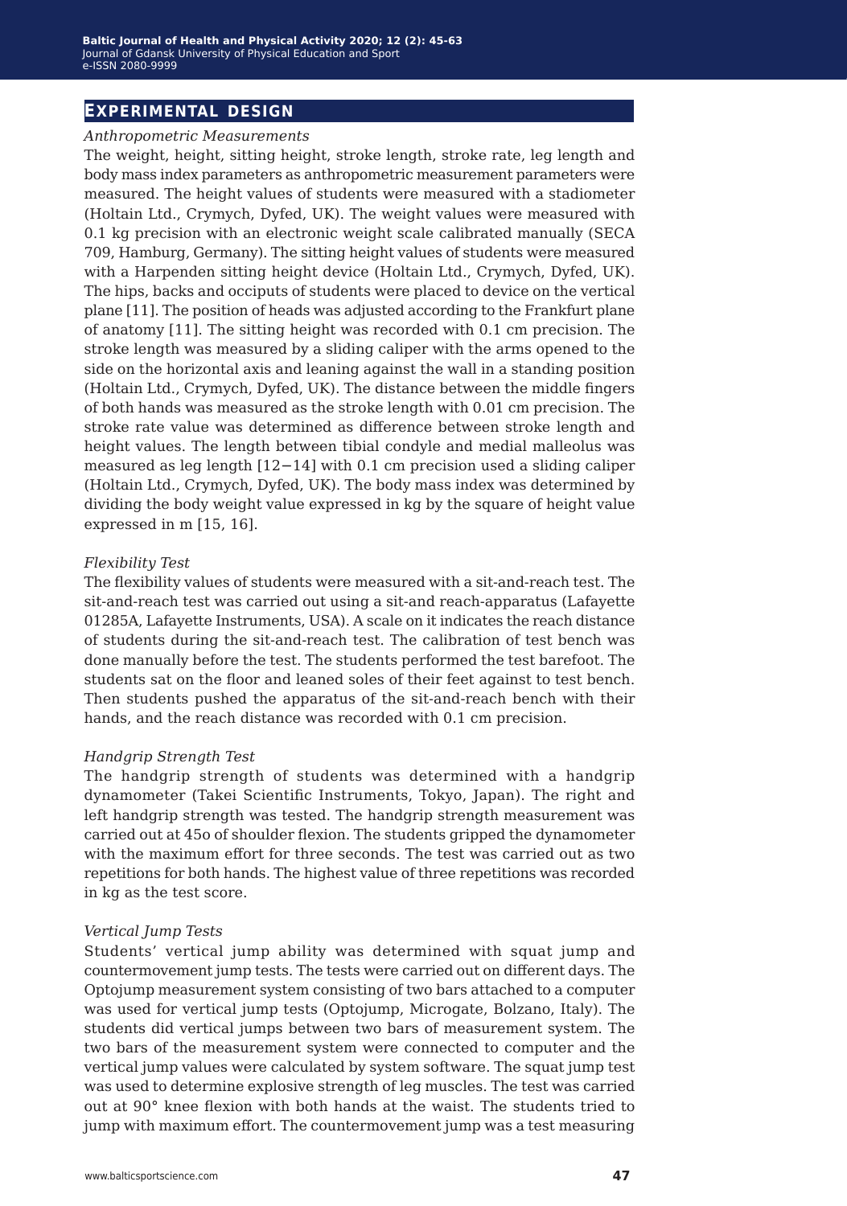## EXPERIMENTAL DESIGN

*Anthropometric Measurements*

The weight, height, sitting height, stroke length, stroke rate, leg length and body mass index parameters as anthropometric measurement parameters were measured. The height values of students were measured with a stadiometer (Holtain Ltd., Crymych, Dyfed, UK). The weight values were measured with 0.1 kg precision with an electronic weight scale calibrated manually (SECA 709, Hamburg, Germany). The sitting height values of students were measured with a Harpenden sitting height device (Holtain Ltd., Crymych, Dyfed, UK). The hips, backs and occiputs of students were placed to device on the vertical plane [11]. The position of heads was adjusted according to the Frankfurt plane of anatomy [11]. The sitting height was recorded with 0.1 cm precision. The stroke length was measured by a sliding caliper with the arms opened to the side on the horizontal axis and leaning against the wall in a standing position (Holtain Ltd., Crymych, Dyfed, UK). The distance between the middle fingers of both hands was measured as the stroke length with 0.01 cm precision. The stroke rate value was determined as difference between stroke length and height values. The length between tibial condyle and medial malleolus was measured as leg length [12−14] with 0.1 cm precision used a sliding caliper (Holtain Ltd., Crymych, Dyfed, UK). The body mass index was determined by dividing the body weight value expressed in kg by the square of height value expressed in m [15, 16].

*Flexibility Test*

The flexibility values of students were measured with a sit-and-reach test. The sit-and-reach test was carried out using a sit-and reach-apparatus (Lafayette 01285A, Lafayette Instruments, USA). A scale on it indicates the reach distance of students during the sit-and-reach test. The calibration of test bench was done manually before the test. The students performed the test barefoot. The students sat on the floor and leaned soles of their feet against to test bench. Then students pushed the apparatus of the sit-and-reach bench with their hands, and the reach distance was recorded with 0.1 cm precision.

*Handgrip Strength Test*

The handgrip strength of students was determined with a handgrip dynamometer (Takei Scientific Instruments, Tokyo, Japan). The right and left handgrip strength was tested. The handgrip strength measurement was carried out at 45o of shoulder flexion. The students gripped the dynamometer with the maximum effort for three seconds. The test was carried out as two repetitions for both hands. The highest value of three repetitions was recorded in kg as the test score.

*Vertical Jump Tests*

Students' vertical jump ability was determined with squat jump and countermovement jump tests. The tests were carried out on different days. The Optojump measurement system consisting of two bars attached to a computer was used for vertical jump tests (Optojump, Microgate, Bolzano, Italy). The students did vertical jumps between two bars of measurement system. The two bars of the measurement system were connected to computer and the vertical jump values were calculated by system software. The squat jump test was used to determine explosive strength of leg muscles. The test was carried out at 90° knee flexion with both hands at the waist. The students tried to jump with maximum effort. The countermovement jump was a test measuring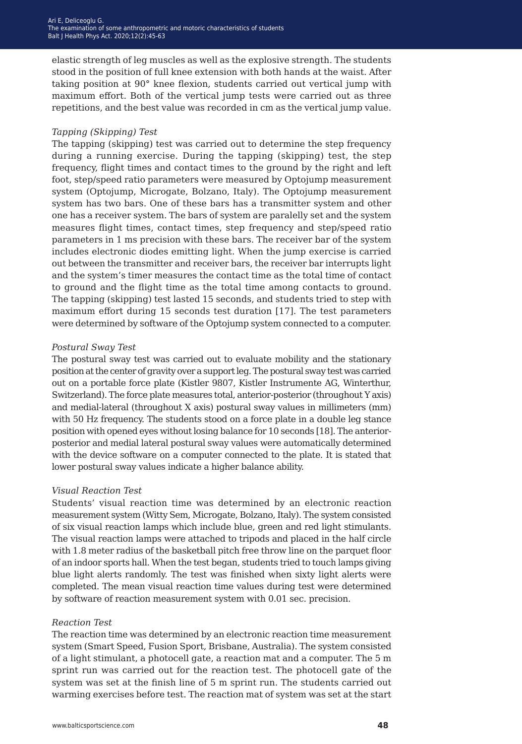elastic strength of leg muscles as well as the explosive strength. The students stood in the position of full knee extension with both hands at the waist. After taking position at 90° knee flexion, students carried out vertical jump with maximum effort. Both of the vertical jump tests were carried out as three repetitions, and the best value was recorded in cm as the vertical jump value.

*Tapping (Skipping) Test*

The tapping (skipping) test was carried out to determine the step frequency during a running exercise. During the tapping (skipping) test, the step frequency, flight times and contact times to the ground by the right and left foot, step/speed ratio parameters were measured by Optojump measurement system (Optojump, Microgate, Bolzano, Italy). The Optojump measurement system has two bars. One of these bars has a transmitter system and other one has a receiver system. The bars of system are paralelly set and the system measures flight times, contact times, step frequency and step/speed ratio parameters in 1 ms precision with these bars. The receiver bar of the system includes electronic diodes emitting light. When the jump exercise is carried out between the transmitter and receiver bars, the receiver bar interrupts light and the system's timer measures the contact time as the total time of contact to ground and the flight time as the total time among contacts to ground. The tapping (skipping) test lasted 15 seconds, and students tried to step with maximum effort during 15 seconds test duration [17]. The test parameters were determined by software of the Optojump system connected to a computer.

*Postural Sway Test*

The postural sway test was carried out to evaluate mobility and the stationary position at the center of gravity over a support leg. The postural sway test was carried out on a portable force plate (Kistler 9807, Kistler Instrumente AG, Winterthur, Switzerland). The force plate measures total, anterior-posterior (throughout Y axis) and medial-lateral (throughout X axis) postural sway values in millimeters (mm) with 50 Hz frequency. The students stood on a force plate in a double leg stance position with opened eyes without losing balance for 10 seconds [18]. The anterior-posterior and medial lateral postural sway values were automatically determined with the device software on a computer connected to the plate. It is stated that lower postural sway values indicate a higher balance ability.

*Visual Reaction Test*

Students' visual reaction time was determined by an electronic reaction measurement system (Witty Sem, Microgate, Bolzano, Italy). The system consisted of six visual reaction lamps which include blue, green and red light stimulants. The visual reaction lamps were attached to tripods and placed in the half circle with 1.8 meter radius of the basketball pitch free throw line on the parquet floor of an indoor sports hall. When the test began, students tried to touch lamps giving blue light alerts randomly. The test was finished when sixty light alerts were completed. The mean visual reaction time values during test were determined by software of reaction measurement system with 0.01 sec. precision.

*Reaction Test*

The reaction time was determined by an electronic reaction time measurement system (Smart Speed, Fusion Sport, Brisbane, Australia). The system consisted of a light stimulant, a photocell gate, a reaction mat and a computer. The 5 m sprint run was carried out for the reaction test. The photocell gate of the system was set at the finish line of 5 m sprint run. The students carried out warming exercises before test. The reaction mat of system was set at the start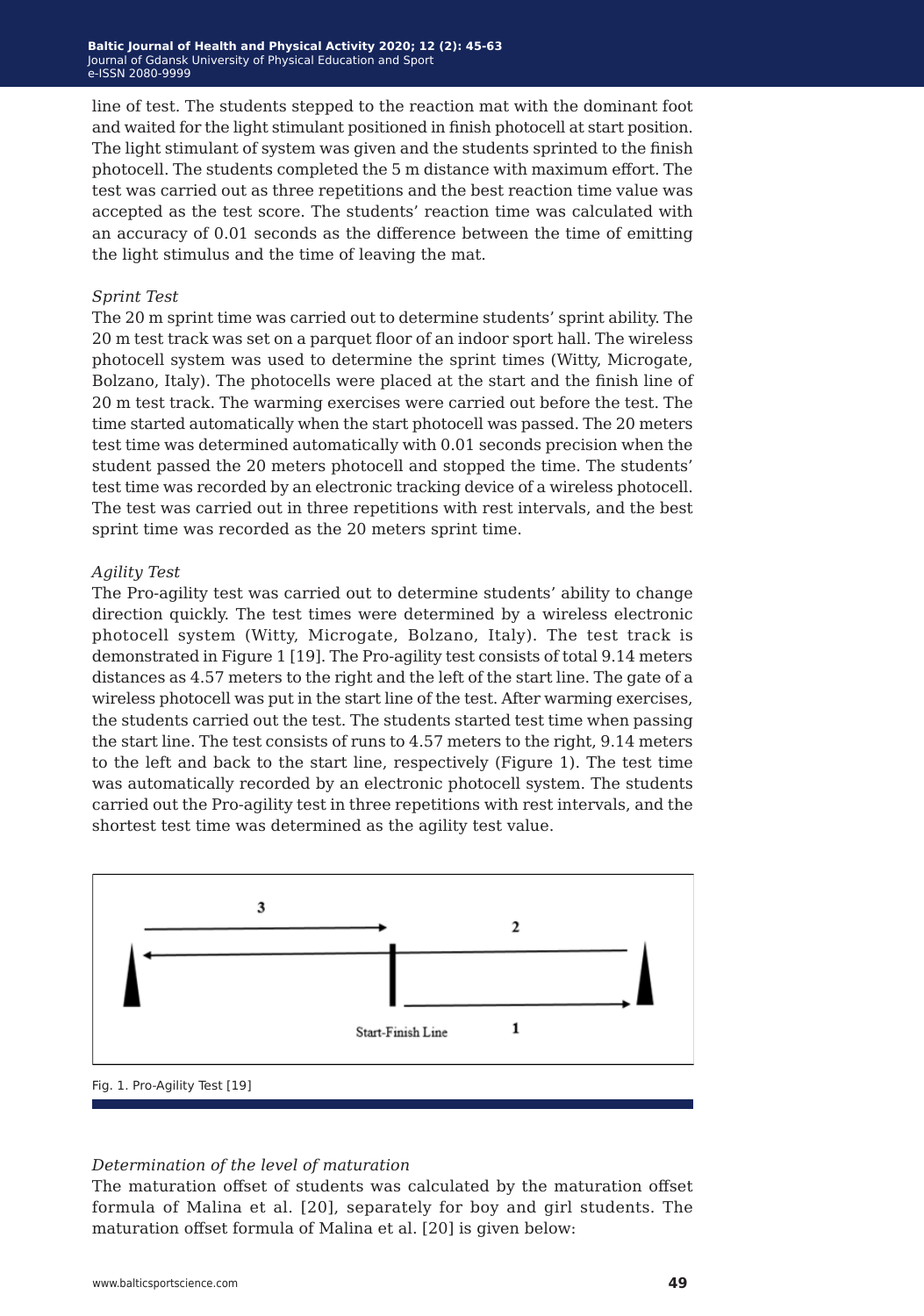line of test. The students stepped to the reaction mat with the dominant foot and waited for the light stimulant positioned in finish photocell at start position. The light stimulant of system was given and the students sprinted to the finish photocell. The students completed the 5 m distance with maximum effort. The test was carried out as three repetitions and the best reaction time value was accepted as the test score. The students' reaction time was calculated with an accuracy of 0.01 seconds as the difference between the time of emitting the light stimulus and the time of leaving the mat.

*Sprint Test*

The 20 m sprint time was carried out to determine students' sprint ability. The 20 m test track was set on a parquet floor of an indoor sport hall. The wireless photocell system was used to determine the sprint times (Witty, Microgate, Bolzano, Italy). The photocells were placed at the start and the finish line of 20 m test track. The warming exercises were carried out before the test. The time started automatically when the start photocell was passed. The 20 meters test time was determined automatically with 0.01 seconds precision when the student passed the 20 meters photocell and stopped the time. The students' test time was recorded by an electronic tracking device of a wireless photocell. The test was carried out in three repetitions with rest intervals, and the best sprint time was recorded as the 20 meters sprint time.

*Agility Test*

The Pro-agility test was carried out to determine students' ability to change direction quickly. The test times were determined by a wireless electronic photocell system (Witty, Microgate, Bolzano, Italy). The test track is demonstrated in Figure 1 [19]. The Pro-agility test consists of total 9.14 meters distances as 4.57 meters to the right and the left of the start line. The gate of a wireless photocell was put in the start line of the test. After warming exercises, the students carried out the test. The students started test time when passing the start line. The test consists of runs to 4.57 meters to the right, 9.14 meters to the left and back to the start line, respectively (Figure 1). The test time was automatically recorded by an electronic photocell system. The students carried out the Pro-agility test in three repetitions with rest intervals, and the shortest test time was determined as the agility test value.

Fig. 1. Pro-Agility Test [19]

*Determination of the level of maturation*

The maturation offset of students was calculated by the maturation offset formula of Malina et al. [20], separately for boy and girl students. The maturation offset formula of Malina et al. [20] is given below: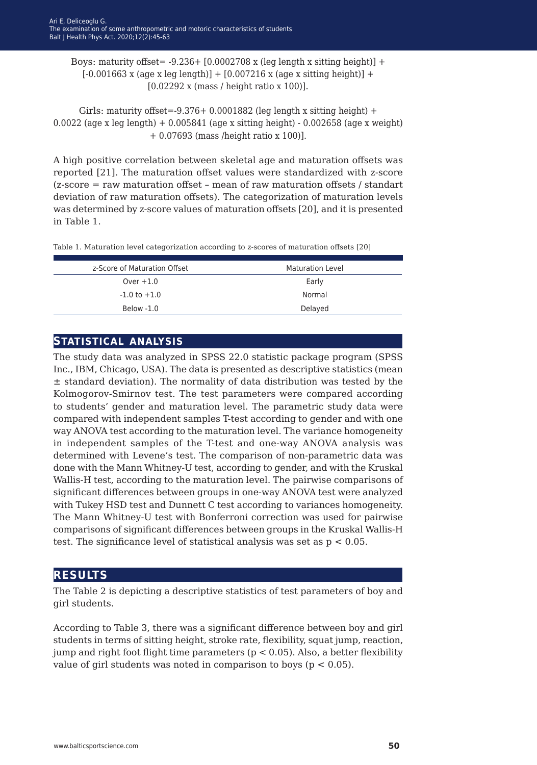Boys: maturity offset= -9.236+ [0.0002708 x (leg length x sitting height)] + [-0.001663 x (age x leg length)] + [0.007216 x (age x sitting height)] + [0.02292 x (mass / height ratio x 100)].

Girls: maturity offset=-9.376+ 0.0001882 (leg length x sitting height) + 0.0022 (age x leg length) + 0.005841 (age x sitting height) - 0.002658 (age x weight) + 0.07693 (mass /height ratio x 100)].

A high positive correlation between skeletal age and maturation offsets was reported [21]. The maturation offset values were standardized with z-score (z-score = raw maturation offset – mean of raw maturation offsets / standart deviation of raw maturation offsets). The categorization of maturation levels was determined by z-score values of maturation offsets [20], and it is presented in Table 1.

Table 1. Maturation level categorization according to z-scores of maturation offsets [20]

| z-Score of Maturation Offset | Maturation Level |
|---|---|
| Over +1.0 | Early |
| -1.0 to +1.0 | Normal |
| Below -1.0 | Delayed |

## Statistical Analysis

The study data was analyzed in SPSS 22.0 statistic package program (SPSS Inc., IBM, Chicago, USA). The data is presented as descriptive statistics (mean ± standard deviation). The normality of data distribution was tested by the Kolmogorov-Smirnov test. The test parameters were compared according to students' gender and maturation level. The parametric study data were compared with independent samples T-test according to gender and with one way ANOVA test according to the maturation level. The variance homogeneity in independent samples of the T-test and one-way ANOVA analysis was determined with Levene's test. The comparison of non-parametric data was done with the Mann Whitney-U test, according to gender, and with the Kruskal Wallis-H test, according to the maturation level. The pairwise comparisons of significant differences between groups in one-way ANOVA test were analyzed with Tukey HSD test and Dunnett C test according to variances homogeneity. The Mann Whitney-U test with Bonferroni correction was used for pairwise comparisons of significant differences between groups in the Kruskal Wallis-H test. The significance level of statistical analysis was set as $p < 0.05$.

## Results

The Table 2 is depicting a descriptive statistics of test parameters of boy and girl students.

According to Table 3, there was a significant difference between boy and girl students in terms of sitting height, stroke rate, flexibility, squat jump, reaction, jump and right foot flight time parameters ($p < 0.05$). Also, a better flexibility value of girl students was noted in comparison to boys ($p < 0.05$).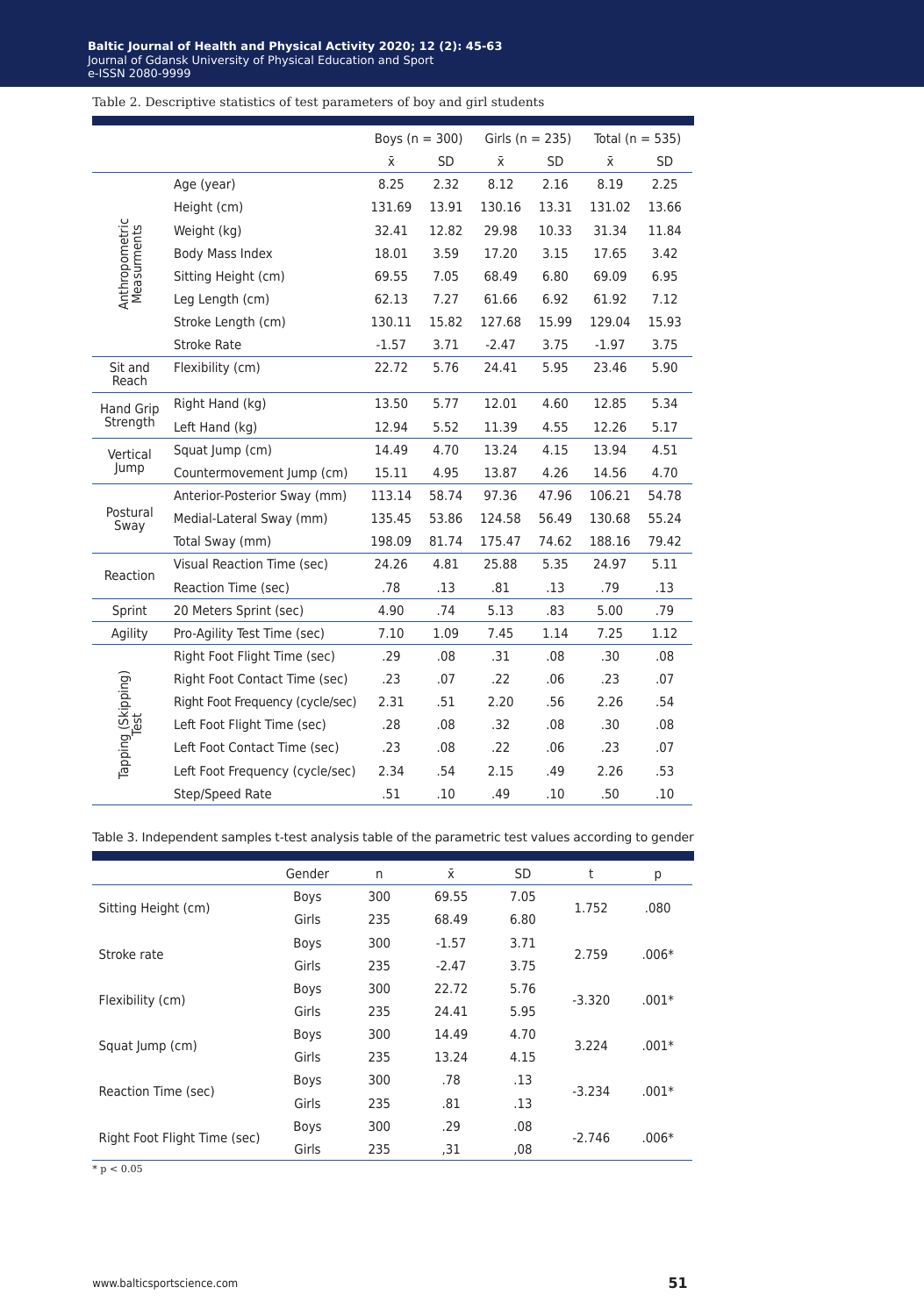Table 2. Descriptive statistics of test parameters of boy and girl students

| | | Boys (n = 300) | | Girls (n = 235) | | Total (n = 535) | |
|---|---|---|---|---|---|---|---|
| | | x̄ | SD | x̄ | SD | x̄ | SD |
| Anthropometric Measurments | Age (year) | 8.25 | 2.32 | 8.12 | 2.16 | 8.19 | 2.25 |
| | Height (cm) | 131.69 | 13.91 | 130.16 | 13.31 | 131.02 | 13.66 |
| | Weight (kg) | 32.41 | 12.82 | 29.98 | 10.33 | 31.34 | 11.84 |
| | Body Mass Index | 18.01 | 3.59 | 17.20 | 3.15 | 17.65 | 3.42 |
| | Sitting Height (cm) | 69.55 | 7.05 | 68.49 | 6.80 | 69.09 | 6.95 |
| | Leg Length (cm) | 62.13 | 7.27 | 61.66 | 6.92 | 61.92 | 7.12 |
| | Stroke Length (cm) | 130.11 | 15.82 | 127.68 | 15.99 | 129.04 | 15.93 |
| | Stroke Rate | -1.57 | 3.71 | -2.47 | 3.75 | -1.97 | 3.75 |
| Sit and Reach | Flexibility (cm) | 22.72 | 5.76 | 24.41 | 5.95 | 23.46 | 5.90 |
| Hand Grip Strength | Right Hand (kg) | 13.50 | 5.77 | 12.01 | 4.60 | 12.85 | 5.34 |
| | Left Hand (kg) | 12.94 | 5.52 | 11.39 | 4.55 | 12.26 | 5.17 |
| Vertical Jump | Squat Jump (cm) | 14.49 | 4.70 | 13.24 | 4.15 | 13.94 | 4.51 |
| | Countermovement Jump (cm) | 15.11 | 4.95 | 13.87 | 4.26 | 14.56 | 4.70 |
| Postural Sway | Anterior-Posterior Sway (mm) | 113.14 | 58.74 | 97.36 | 47.96 | 106.21 | 54.78 |
| | Medial-Lateral Sway (mm) | 135.45 | 53.86 | 124.58 | 56.49 | 130.68 | 55.24 |
| | Total Sway (mm) | 198.09 | 81.74 | 175.47 | 74.62 | 188.16 | 79.42 |
| Reaction | Visual Reaction Time (sec) | 24.26 | 4.81 | 25.88 | 5.35 | 24.97 | 5.11 |
| | Reaction Time (sec) | .78 | .13 | .81 | .13 | .79 | .13 |
| Sprint | 20 Meters Sprint (sec) | 4.90 | .74 | 5.13 | .83 | 5.00 | .79 |
| Agility | Pro-Agility Test Time (sec) | 7.10 | 1.09 | 7.45 | 1.14 | 7.25 | 1.12 |
| Tapping (Skipping) Test | Right Foot Flight Time (sec) | .29 | .08 | .31 | .08 | .30 | .08 |
| | Right Foot Contact Time (sec) | .23 | .07 | .22 | .06 | .23 | .07 |
| | Right Foot Frequency (cycle/sec) | 2.31 | .51 | 2.20 | .56 | 2.26 | .54 |
| | Left Foot Flight Time (sec) | .28 | .08 | .32 | .08 | .30 | .08 |
| | Left Foot Contact Time (sec) | .23 | .08 | .22 | .06 | .23 | .07 |
| | Left Foot Frequency (cycle/sec) | 2.34 | .54 | 2.15 | .49 | 2.26 | .53 |
| | Step/Speed Rate | .51 | .10 | .49 | .10 | .50 | .10 |

Table 3. Independent samples t-test analysis table of the parametric test values according to gender

| | Gender | n | x̄ | SD | t | p |
|---|---|---|---|---|---|---|
| Sitting Height (cm) | Boys | 300 | 69.55 | 7.05 | 1.752 | .080 |
| | Girls | 235 | 68.49 | 6.80 | | |
| Stroke rate | Boys | 300 | -1.57 | 3.71 | 2.759 | .006* |
| | Girls | 235 | -2.47 | 3.75 | | |
| Flexibility (cm) | Boys | 300 | 22.72 | 5.76 | -3.320 | .001* |
| | Girls | 235 | 24.41 | 5.95 | | |
| Squat Jump (cm) | Boys | 300 | 14.49 | 4.70 | 3.224 | .001* |
| | Girls | 235 | 13.24 | 4.15 | | |
| Reaction Time (sec) | Boys | 300 | .78 | .13 | -3.234 | .001* |
| | Girls | 235 | .81 | .13 | | |
| Right Foot Flight Time (sec) | Boys | 300 | .29 | .08 | -2.746 | .006* |
| | Girls | 235 | ,31 | ,08 | | |

\* $p < 0.05$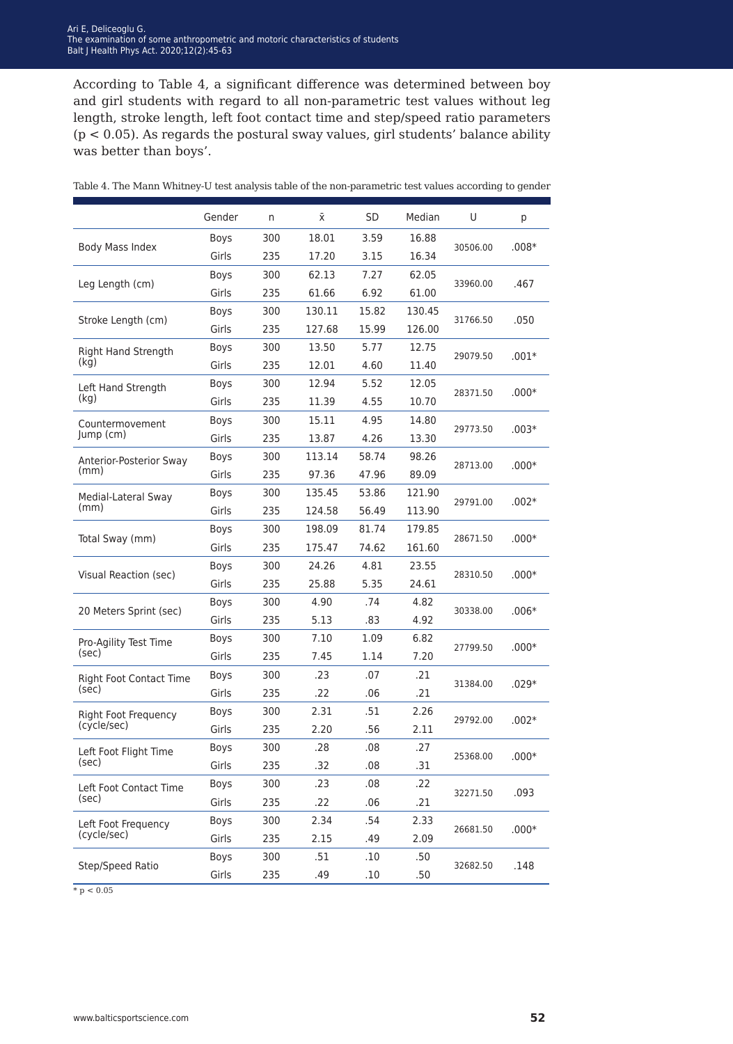According to Table 4, a significant difference was determined between boy and girl students with regard to all non-parametric test values without leg length, stroke length, left foot contact time and step/speed ratio parameters ($p < 0.05$). As regards the postural sway values, girl students' balance ability was better than boys'.

Table 4. The Mann Whitney-U test analysis table of the non-parametric test values according to gender

| | Gender | n | x̄ | SD | Median | U | p |
|---|---|---|---|---|---|---|---|
| Body Mass Index | Boys | 300 | 18.01 | 3.59 | 16.88 | 30506.00 | .008* |
| | Girls | 235 | 17.20 | 3.15 | 16.34 | | |
| Leg Length (cm) | Boys | 300 | 62.13 | 7.27 | 62.05 | 33960.00 | .467 |
| | Girls | 235 | 61.66 | 6.92 | 61.00 | | |
| Stroke Length (cm) | Boys | 300 | 130.11 | 15.82 | 130.45 | 31766.50 | .050 |
| | Girls | 235 | 127.68 | 15.99 | 126.00 | | |
| Right Hand Strength (kg) | Boys | 300 | 13.50 | 5.77 | 12.75 | 29079.50 | .001* |
| | Girls | 235 | 12.01 | 4.60 | 11.40 | | |
| Left Hand Strength (kg) | Boys | 300 | 12.94 | 5.52 | 12.05 | 28371.50 | .000* |
| | Girls | 235 | 11.39 | 4.55 | 10.70 | | |
| Countermovement Jump (cm) | Boys | 300 | 15.11 | 4.95 | 14.80 | 29773.50 | .003* |
| | Girls | 235 | 13.87 | 4.26 | 13.30 | | |
| Anterior-Posterior Sway (mm) | Boys | 300 | 113.14 | 58.74 | 98.26 | 28713.00 | .000* |
| | Girls | 235 | 97.36 | 47.96 | 89.09 | | |
| Medial-Lateral Sway (mm) | Boys | 300 | 135.45 | 53.86 | 121.90 | 29791.00 | .002* |
| | Girls | 235 | 124.58 | 56.49 | 113.90 | | |
| Total Sway (mm) | Boys | 300 | 198.09 | 81.74 | 179.85 | 28671.50 | .000* |
| | Girls | 235 | 175.47 | 74.62 | 161.60 | | |
| Visual Reaction (sec) | Boys | 300 | 24.26 | 4.81 | 23.55 | 28310.50 | .000* |
| | Girls | 235 | 25.88 | 5.35 | 24.61 | | |
| 20 Meters Sprint (sec) | Boys | 300 | 4.90 | .74 | 4.82 | 30338.00 | .006* |
| | Girls | 235 | 5.13 | .83 | 4.92 | | |
| Pro-Agility Test Time (sec) | Boys | 300 | 7.10 | 1.09 | 6.82 | 27799.50 | .000* |
| | Girls | 235 | 7.45 | 1.14 | 7.20 | | |
| Right Foot Contact Time (sec) | Boys | 300 | .23 | .07 | .21 | 31384.00 | .029* |
| | Girls | 235 | .22 | .06 | .21 | | |
| Right Foot Frequency (cycle/sec) | Boys | 300 | 2.31 | .51 | 2.26 | 29792.00 | .002* |
| | Girls | 235 | 2.20 | .56 | 2.11 | | |
| Left Foot Flight Time (sec) | Boys | 300 | .28 | .08 | .27 | 25368.00 | .000* |
| | Girls | 235 | .32 | .08 | .31 | | |
| Left Foot Contact Time (sec) | Boys | 300 | .23 | .08 | .22 | 32271.50 | .093 |
| | Girls | 235 | .22 | .06 | .21 | | |
| Left Foot Frequency (cycle/sec) | Boys | 300 | 2.34 | .54 | 2.33 | 26681.50 | .000* |
| | Girls | 235 | 2.15 | .49 | 2.09 | | |
| Step/Speed Ratio | Boys | 300 | .51 | .10 | .50 | 32682.50 | .148 |
| | Girls | 235 | .49 | .10 | .50 | | |

* $p < 0.05$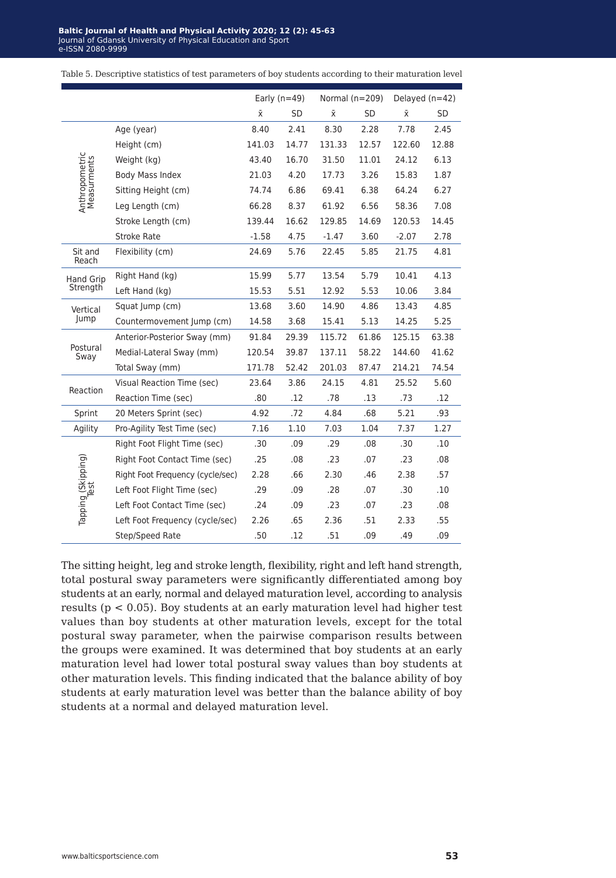Table 5. Descriptive statistics of test parameters of boy students according to their maturation level

| | | Early (n=49) | | Normal (n=209) | | Delayed (n=42) | |
|---|---|---|---|---|---|---|---|
| | | x̄ | SD | x̄ | SD | x̄ | SD |
| Anthropometric Measurements | Age (year) | 8.40 | 2.41 | 8.30 | 2.28 | 7.78 | 2.45 |
| | Height (cm) | 141.03 | 14.77 | 131.33 | 12.57 | 122.60 | 12.88 |
| | Weight (kg) | 43.40 | 16.70 | 31.50 | 11.01 | 24.12 | 6.13 |
| | Body Mass Index | 21.03 | 4.20 | 17.73 | 3.26 | 15.83 | 1.87 |
| | Sitting Height (cm) | 74.74 | 6.86 | 69.41 | 6.38 | 64.24 | 6.27 |
| | Leg Length (cm) | 66.28 | 8.37 | 61.92 | 6.56 | 58.36 | 7.08 |
| | Stroke Length (cm) | 139.44 | 16.62 | 129.85 | 14.69 | 120.53 | 14.45 |
| | Stroke Rate | -1.58 | 4.75 | -1.47 | 3.60 | -2.07 | 2.78 |
| Sit and Reach | Flexibility (cm) | 24.69 | 5.76 | 22.45 | 5.85 | 21.75 | 4.81 |
| Hand Grip Strength | Right Hand (kg) | 15.99 | 5.77 | 13.54 | 5.79 | 10.41 | 4.13 |
| | Left Hand (kg) | 15.53 | 5.51 | 12.92 | 5.53 | 10.06 | 3.84 |
| Vertical Jump | Squat Jump (cm) | 13.68 | 3.60 | 14.90 | 4.86 | 13.43 | 4.85 |
| | Countermovement Jump (cm) | 14.58 | 3.68 | 15.41 | 5.13 | 14.25 | 5.25 |
| Postural Sway | Anterior-Posterior Sway (mm) | 91.84 | 29.39 | 115.72 | 61.86 | 125.15 | 63.38 |
| | Medial-Lateral Sway (mm) | 120.54 | 39.87 | 137.11 | 58.22 | 144.60 | 41.62 |
| | Total Sway (mm) | 171.78 | 52.42 | 201.03 | 87.47 | 214.21 | 74.54 |
| Reaction | Visual Reaction Time (sec) | 23.64 | 3.86 | 24.15 | 4.81 | 25.52 | 5.60 |
| | Reaction Time (sec) | .80 | .12 | .78 | .13 | .73 | .12 |
| Sprint | 20 Meters Sprint (sec) | 4.92 | .72 | 4.84 | .68 | 5.21 | .93 |
| Agility | Pro-Agility Test Time (sec) | 7.16 | 1.10 | 7.03 | 1.04 | 7.37 | 1.27 |
| Tapping (Skipping) Test | Right Foot Flight Time (sec) | .30 | .09 | .29 | .08 | .30 | .10 |
| | Right Foot Contact Time (sec) | .25 | .08 | .23 | .07 | .23 | .08 |
| | Right Foot Frequency (cycle/sec) | 2.28 | .66 | 2.30 | .46 | 2.38 | .57 |
| | Left Foot Flight Time (sec) | .29 | .09 | .28 | .07 | .30 | .10 |
| | Left Foot Contact Time (sec) | .24 | .09 | .23 | .07 | .23 | .08 |
| | Left Foot Frequency (cycle/sec) | 2.26 | .65 | 2.36 | .51 | 2.33 | .55 |
| | Step/Speed Rate | .50 | .12 | .51 | .09 | .49 | .09 |

The sitting height, leg and stroke length, flexibility, right and left hand strength, total postural sway parameters were significantly differentiated among boy students at an early, normal and delayed maturation level, according to analysis results ($p < 0.05$). Boy students at an early maturation level had higher test values than boy students at other maturation levels, except for the total postural sway parameter, when the pairwise comparison results between the groups were examined. It was determined that boy students at an early maturation level had lower total postural sway values than boy students at other maturation levels. This finding indicated that the balance ability of boy students at early maturation level was better than the balance ability of boy students at a normal and delayed maturation level.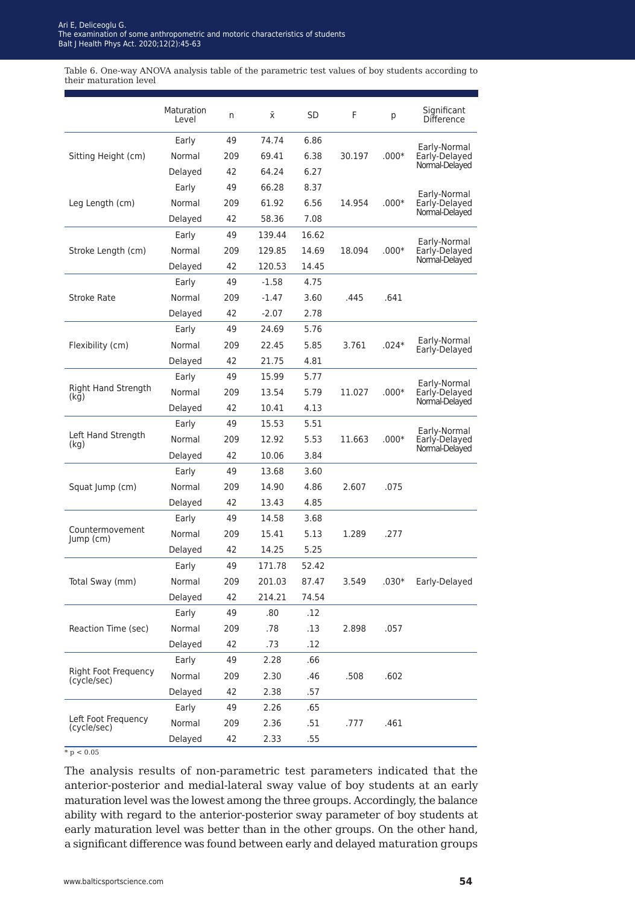Table 6. One-way ANOVA analysis table of the parametric test values of boy students according to their maturation level

| | Maturation Level | n | x̄ | SD | F | p | Significant Difference |
|---|---|---|---|---|---|---|---|
| Sitting Height (cm) | Early | 49 | 74.74 | 6.86 | 30.197 | .000* | Early-Normal Early-Delayed Normal-Delayed |
| | Normal | 209 | 69.41 | 6.38 | | | |
| | Delayed | 42 | 64.24 | 6.27 | | | |
| Leg Length (cm) | Early | 49 | 66.28 | 8.37 | 14.954 | .000* | Early-Normal Early-Delayed Normal-Delayed |
| | Normal | 209 | 61.92 | 6.56 | | | |
| | Delayed | 42 | 58.36 | 7.08 | | | |
| Stroke Length (cm) | Early | 49 | 139.44 | 16.62 | 18.094 | .000* | Early-Normal Early-Delayed Normal-Delayed |
| | Normal | 209 | 129.85 | 14.69 | | | |
| | Delayed | 42 | 120.53 | 14.45 | | | |
| Stroke Rate | Early | 49 | -1.58 | 4.75 | .445 | .641 | |
| | Normal | 209 | -1.47 | 3.60 | | | |
| | Delayed | 42 | -2.07 | 2.78 | | | |
| Flexibility (cm) | Early | 49 | 24.69 | 5.76 | 3.761 | .024* | Early-Normal Early-Delayed |
| | Normal | 209 | 22.45 | 5.85 | | | |
| | Delayed | 42 | 21.75 | 4.81 | | | |
| Right Hand Strength (kg) | Early | 49 | 15.99 | 5.77 | 11.027 | .000* | Early-Normal Early-Delayed Normal-Delayed |
| | Normal | 209 | 13.54 | 5.79 | | | |
| | Delayed | 42 | 10.41 | 4.13 | | | |
| Left Hand Strength (kg) | Early | 49 | 15.53 | 5.51 | 11.663 | .000* | Early-Normal Early-Delayed Normal-Delayed |
| | Normal | 209 | 12.92 | 5.53 | | | |
| | Delayed | 42 | 10.06 | 3.84 | | | |
| Squat Jump (cm) | Early | 49 | 13.68 | 3.60 | 2.607 | .075 | |
| | Normal | 209 | 14.90 | 4.86 | | | |
| | Delayed | 42 | 13.43 | 4.85 | | | |
| Countermovement Jump (cm) | Early | 49 | 14.58 | 3.68 | 1.289 | .277 | |
| | Normal | 209 | 15.41 | 5.13 | | | |
| | Delayed | 42 | 14.25 | 5.25 | | | |
| Total Sway (mm) | Early | 49 | 171.78 | 52.42 | 3.549 | .030* | Early-Delayed |
| | Normal | 209 | 201.03 | 87.47 | | | |
| | Delayed | 42 | 214.21 | 74.54 | | | |
| Reaction Time (sec) | Early | 49 | .80 | .12 | 2.898 | .057 | |
| | Normal | 209 | .78 | .13 | | | |
| | Delayed | 42 | .73 | .12 | | | |
| Right Foot Frequency (cycle/sec) | Early | 49 | 2.28 | .66 | .508 | .602 | |
| | Normal | 209 | 2.30 | .46 | | | |
| | Delayed | 42 | 2.38 | .57 | | | |
| Left Foot Frequency (cycle/sec) | Early | 49 | 2.26 | .65 | .777 | .461 | |
| | Normal | 209 | 2.36 | .51 | | | |
| | Delayed | 42 | 2.33 | .55 | | | |

$* \, p < 0.05$

The analysis results of non-parametric test parameters indicated that the anterior-posterior and medial-lateral sway value of boy students at an early maturation level was the lowest among the three groups. Accordingly, the balance ability with regard to the anterior-posterior sway parameter of boy students at early maturation level was better than in the other groups. On the other hand, a significant difference was found between early and delayed maturation groups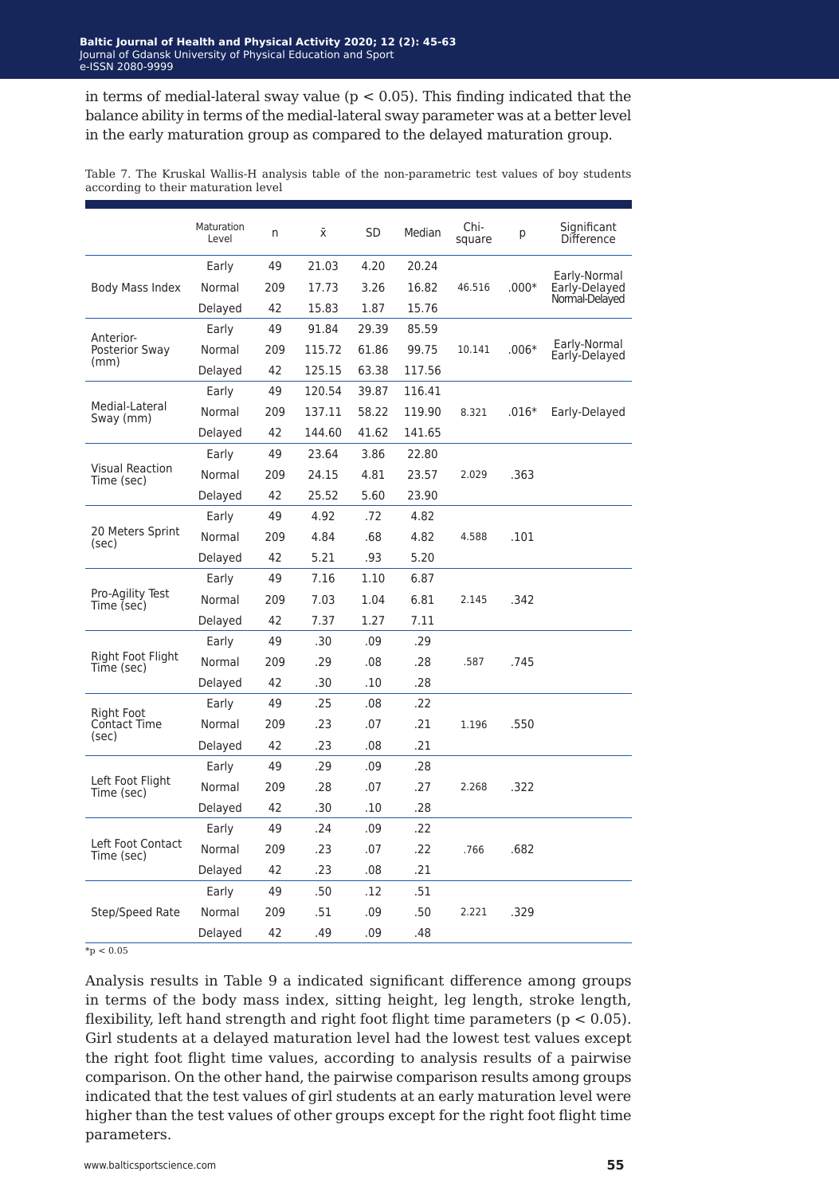in terms of medial-lateral sway value ($p < 0.05$). This finding indicated that the balance ability in terms of the medial-lateral sway parameter was at a better level in the early maturation group as compared to the delayed maturation group.

Table 7. The Kruskal Wallis-H analysis table of the non-parametric test values of boy students according to their maturation level

| | Maturation Level | n | x̄ | SD | Median | Chi-square | p | Significant Difference |
|---|---|---|---|---|---|---|---|---|
| Body Mass Index | Early | 49 | 21.03 | 4.20 | 20.24 | 46.516 | .000* | Early-Normal Early-Delayed Normal-Delayed |
| | Normal | 209 | 17.73 | 3.26 | 16.82 | | | |
| | Delayed | 42 | 15.83 | 1.87 | 15.76 | | | |
| Anterior-Posterior Sway (mm) | Early | 49 | 91.84 | 29.39 | 85.59 | 10.141 | .006* | Early-Normal Early-Delayed |
| | Normal | 209 | 115.72 | 61.86 | 99.75 | | | |
| | Delayed | 42 | 125.15 | 63.38 | 117.56 | | | |
| Medial-Lateral Sway (mm) | Early | 49 | 120.54 | 39.87 | 116.41 | 8.321 | .016* | Early-Delayed |
| | Normal | 209 | 137.11 | 58.22 | 119.90 | | | |
| | Delayed | 42 | 144.60 | 41.62 | 141.65 | | | |
| Visual Reaction Time (sec) | Early | 49 | 23.64 | 3.86 | 22.80 | 2.029 | .363 | |
| | Normal | 209 | 24.15 | 4.81 | 23.57 | | | |
| | Delayed | 42 | 25.52 | 5.60 | 23.90 | | | |
| 20 Meters Sprint (sec) | Early | 49 | 4.92 | .72 | 4.82 | 4.588 | .101 | |
| | Normal | 209 | 4.84 | .68 | 4.82 | | | |
| | Delayed | 42 | 5.21 | .93 | 5.20 | | | |
| Pro-Agility Test Time (sec) | Early | 49 | 7.16 | 1.10 | 6.87 | 2.145 | .342 | |
| | Normal | 209 | 7.03 | 1.04 | 6.81 | | | |
| | Delayed | 42 | 7.37 | 1.27 | 7.11 | | | |
| Right Foot Flight Time (sec) | Early | 49 | .30 | .09 | .29 | .587 | .745 | |
| | Normal | 209 | .29 | .08 | .28 | | | |
| | Delayed | 42 | .30 | .10 | .28 | | | |
| Right Foot Contact Time (sec) | Early | 49 | .25 | .08 | .22 | 1.196 | .550 | |
| | Normal | 209 | .23 | .07 | .21 | | | |
| | Delayed | 42 | .23 | .08 | .21 | | | |
| Left Foot Flight Time (sec) | Early | 49 | .29 | .09 | .28 | 2.268 | .322 | |
| | Normal | 209 | .28 | .07 | .27 | | | |
| | Delayed | 42 | .30 | .10 | .28 | | | |
| Left Foot Contact Time (sec) | Early | 49 | .24 | .09 | .22 | .766 | .682 | |
| | Normal | 209 | .23 | .07 | .22 | | | |
| | Delayed | 42 | .23 | .08 | .21 | | | |
| Step/Speed Rate | Early | 49 | .50 | .12 | .51 | 2.221 | .329 | |
| | Normal | 209 | .51 | .09 | .50 | | | |
| | Delayed | 42 | .49 | .09 | .48 | | | |

*$p < 0.05$

Analysis results in Table 9 a indicated significant difference among groups in terms of the body mass index, sitting height, leg length, stroke length, flexibility, left hand strength and right foot flight time parameters ($p < 0.05$). Girl students at a delayed maturation level had the lowest test values except the right foot flight time values, according to analysis results of a pairwise comparison. On the other hand, the pairwise comparison results among groups indicated that the test values of girl students at an early maturation level were higher than the test values of other groups except for the right foot flight time parameters.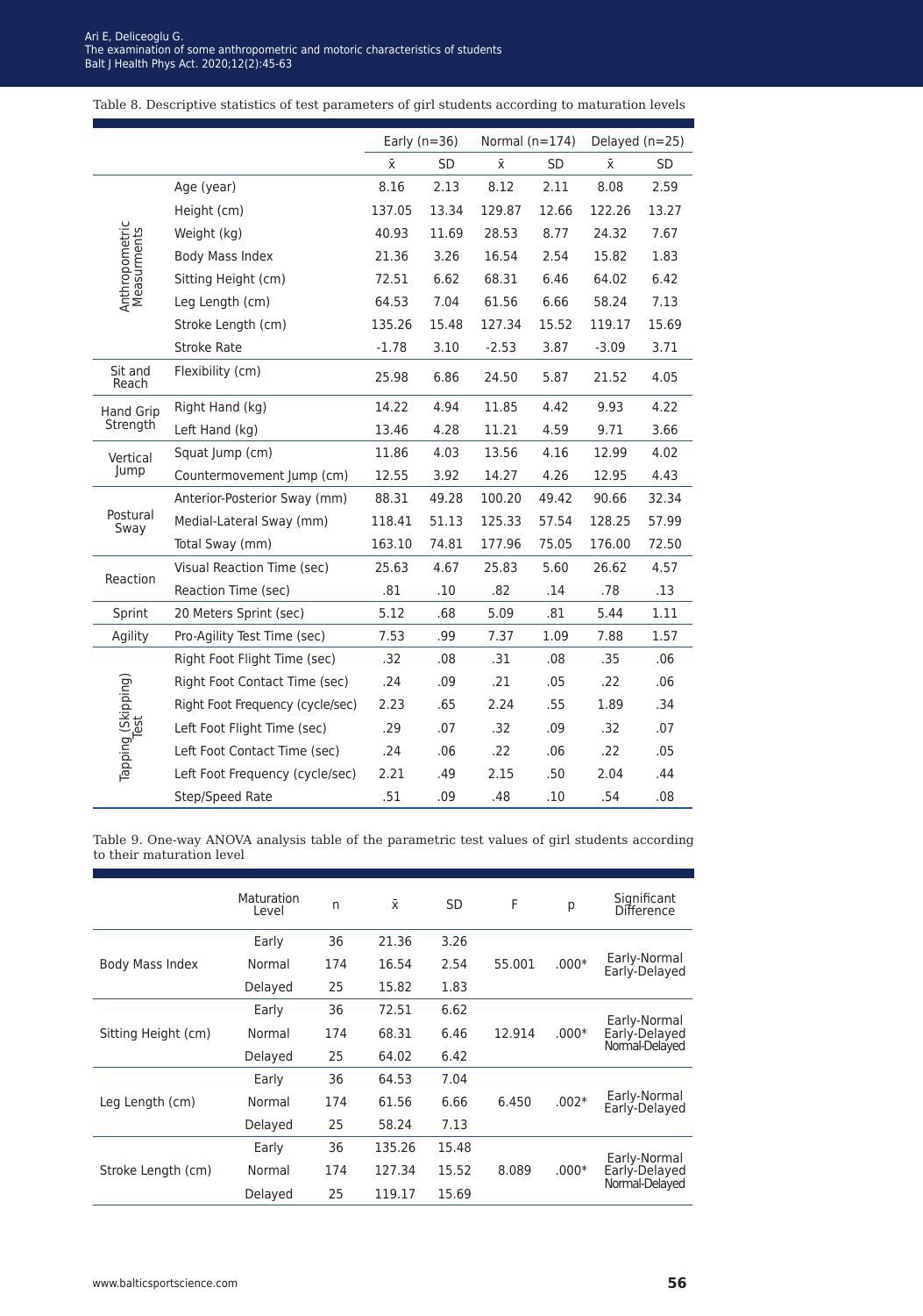Table 8. Descriptive statistics of test parameters of girl students according to maturation levels

| | | Early (n=36) | | Normal (n=174) | | Delayed (n=25) | |
|---|---|---|---|---|---|---|---|
| | | x̄ | SD | x̄ | SD | x̄ | SD |
| Anthropometric Measurments | Age (year) | 8.16 | 2.13 | 8.12 | 2.11 | 8.08 | 2.59 |
| | Height (cm) | 137.05 | 13.34 | 129.87 | 12.66 | 122.26 | 13.27 |
| | Weight (kg) | 40.93 | 11.69 | 28.53 | 8.77 | 24.32 | 7.67 |
| | Body Mass Index | 21.36 | 3.26 | 16.54 | 2.54 | 15.82 | 1.83 |
| | Sitting Height (cm) | 72.51 | 6.62 | 68.31 | 6.46 | 64.02 | 6.42 |
| | Leg Length (cm) | 64.53 | 7.04 | 61.56 | 6.66 | 58.24 | 7.13 |
| | Stroke Length (cm) | 135.26 | 15.48 | 127.34 | 15.52 | 119.17 | 15.69 |
| | Stroke Rate | -1.78 | 3.10 | -2.53 | 3.87 | -3.09 | 3.71 |
| Sit and Reach | Flexibility (cm) | 25.98 | 6.86 | 24.50 | 5.87 | 21.52 | 4.05 |
| Hand Grip Strength | Right Hand (kg) | 14.22 | 4.94 | 11.85 | 4.42 | 9.93 | 4.22 |
| | Left Hand (kg) | 13.46 | 4.28 | 11.21 | 4.59 | 9.71 | 3.66 |
| Vertical Jump | Squat Jump (cm) | 11.86 | 4.03 | 13.56 | 4.16 | 12.99 | 4.02 |
| | Countermovement Jump (cm) | 12.55 | 3.92 | 14.27 | 4.26 | 12.95 | 4.43 |
| Postural Sway | Anterior-Posterior Sway (mm) | 88.31 | 49.28 | 100.20 | 49.42 | 90.66 | 32.34 |
| | Medial-Lateral Sway (mm) | 118.41 | 51.13 | 125.33 | 57.54 | 128.25 | 57.99 |
| | Total Sway (mm) | 163.10 | 74.81 | 177.96 | 75.05 | 176.00 | 72.50 |
| Reaction | Visual Reaction Time (sec) | 25.63 | 4.67 | 25.83 | 5.60 | 26.62 | 4.57 |
| | Reaction Time (sec) | .81 | .10 | .82 | .14 | .78 | .13 |
| Sprint | 20 Meters Sprint (sec) | 5.12 | .68 | 5.09 | .81 | 5.44 | 1.11 |
| Agility | Pro-Agility Test Time (sec) | 7.53 | .99 | 7.37 | 1.09 | 7.88 | 1.57 |
| Tapping (Skipping) Test | Right Foot Flight Time (sec) | .32 | .08 | .31 | .08 | .35 | .06 |
| | Right Foot Contact Time (sec) | .24 | .09 | .21 | .05 | .22 | .06 |
| | Right Foot Frequency (cycle/sec) | 2.23 | .65 | 2.24 | .55 | 1.89 | .34 |
| | Left Foot Flight Time (sec) | .29 | .07 | .32 | .09 | .32 | .07 |
| | Left Foot Contact Time (sec) | .24 | .06 | .22 | .06 | .22 | .05 |
| | Left Foot Frequency (cycle/sec) | 2.21 | .49 | 2.15 | .50 | 2.04 | .44 |
| | Step/Speed Rate | .51 | .09 | .48 | .10 | .54 | .08 |

Table 9. One-way ANOVA analysis table of the parametric test values of girl students according to their maturation level

| | Maturation Level | n | x̄ | SD | F | p | Significant Difference |
|---|---|---|---|---|---|---|---|
| Body Mass Index | Early | 36 | 21.36 | 3.26 | 55.001 | .000* | Early-Normal<br>Early-Delayed |
| | Normal | 174 | 16.54 | 2.54 | | | |
| | Delayed | 25 | 15.82 | 1.83 | | | |
| Sitting Height (cm) | Early | 36 | 72.51 | 6.62 | 12.914 | .000* | Early-Normal<br>Early-Delayed<br>Normal-Delayed |
| | Normal | 174 | 68.31 | 6.46 | | | |
| | Delayed | 25 | 64.02 | 6.42 | | | |
| Leg Length (cm) | Early | 36 | 64.53 | 7.04 | 6.450 | .002* | Early-Normal<br>Early-Delayed |
| | Normal | 174 | 61.56 | 6.66 | | | |
| | Delayed | 25 | 58.24 | 7.13 | | | |
| Stroke Length (cm) | Early | 36 | 135.26 | 15.48 | 8.089 | .000* | Early-Normal<br>Early-Delayed<br>Normal-Delayed |
| | Normal | 174 | 127.34 | 15.52 | | | |
| | Delayed | 25 | 119.17 | 15.69 | | | |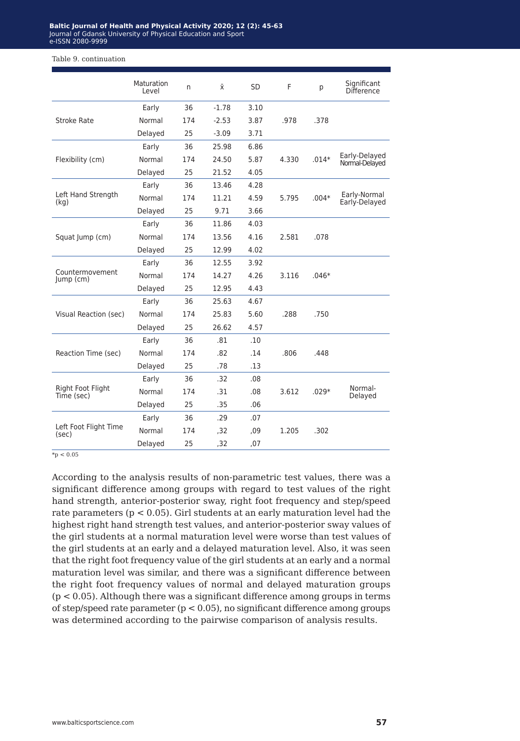Table 9. continuation

| | Maturation Level | n | x̄ | SD | F | p | Significant Difference |
|---|---|---|---|---|---|---|---|
| Stroke Rate | Early | 36 | -1.78 | 3.10 | .978 | .378 | |
| | Normal | 174 | -2.53 | 3.87 | | | |
| | Delayed | 25 | -3.09 | 3.71 | | | |
| Flexibility (cm) | Early | 36 | 25.98 | 6.86 | 4.330 | .014* | Early-Delayed Normal-Delayed |
| | Normal | 174 | 24.50 | 5.87 | | | |
| | Delayed | 25 | 21.52 | 4.05 | | | |
| Left Hand Strength (kg) | Early | 36 | 13.46 | 4.28 | 5.795 | .004* | Early-Normal Early-Delayed |
| | Normal | 174 | 11.21 | 4.59 | | | |
| | Delayed | 25 | 9.71 | 3.66 | | | |
| Squat Jump (cm) | Early | 36 | 11.86 | 4.03 | 2.581 | .078 | |
| | Normal | 174 | 13.56 | 4.16 | | | |
| | Delayed | 25 | 12.99 | 4.02 | | | |
| Countermovement Jump (cm) | Early | 36 | 12.55 | 3.92 | 3.116 | .046* | |
| | Normal | 174 | 14.27 | 4.26 | | | |
| | Delayed | 25 | 12.95 | 4.43 | | | |
| Visual Reaction (sec) | Early | 36 | 25.63 | 4.67 | .288 | .750 | |
| | Normal | 174 | 25.83 | 5.60 | | | |
| | Delayed | 25 | 26.62 | 4.57 | | | |
| Reaction Time (sec) | Early | 36 | .81 | .10 | .806 | .448 | |
| | Normal | 174 | .82 | .14 | | | |
| | Delayed | 25 | .78 | .13 | | | |
| Right Foot Flight Time (sec) | Early | 36 | .32 | .08 | 3.612 | .029* | Normal-Delayed |
| | Normal | 174 | .31 | .08 | | | |
| | Delayed | 25 | .35 | .06 | | | |
| Left Foot Flight Time (sec) | Early | 36 | .29 | .07 | 1.205 | .302 | |
| | Normal | 174 | ,32 | ,09 | | | |
| | Delayed | 25 | ,32 | ,07 | | | |

*p < 0.05

According to the analysis results of non-parametric test values, there was a significant difference among groups with regard to test values of the right hand strength, anterior-posterior sway, right foot frequency and step/speed rate parameters ($p < 0.05$). Girl students at an early maturation level had the highest right hand strength test values, and anterior-posterior sway values of the girl students at a normal maturation level were worse than test values of the girl students at an early and a delayed maturation level. Also, it was seen that the right foot frequency value of the girl students at an early and a normal maturation level was similar, and there was a significant difference between the right foot frequency values of normal and delayed maturation groups ($p < 0.05$). Although there was a significant difference among groups in terms of step/speed rate parameter ($p < 0.05$), no significant difference among groups was determined according to the pairwise comparison of analysis results.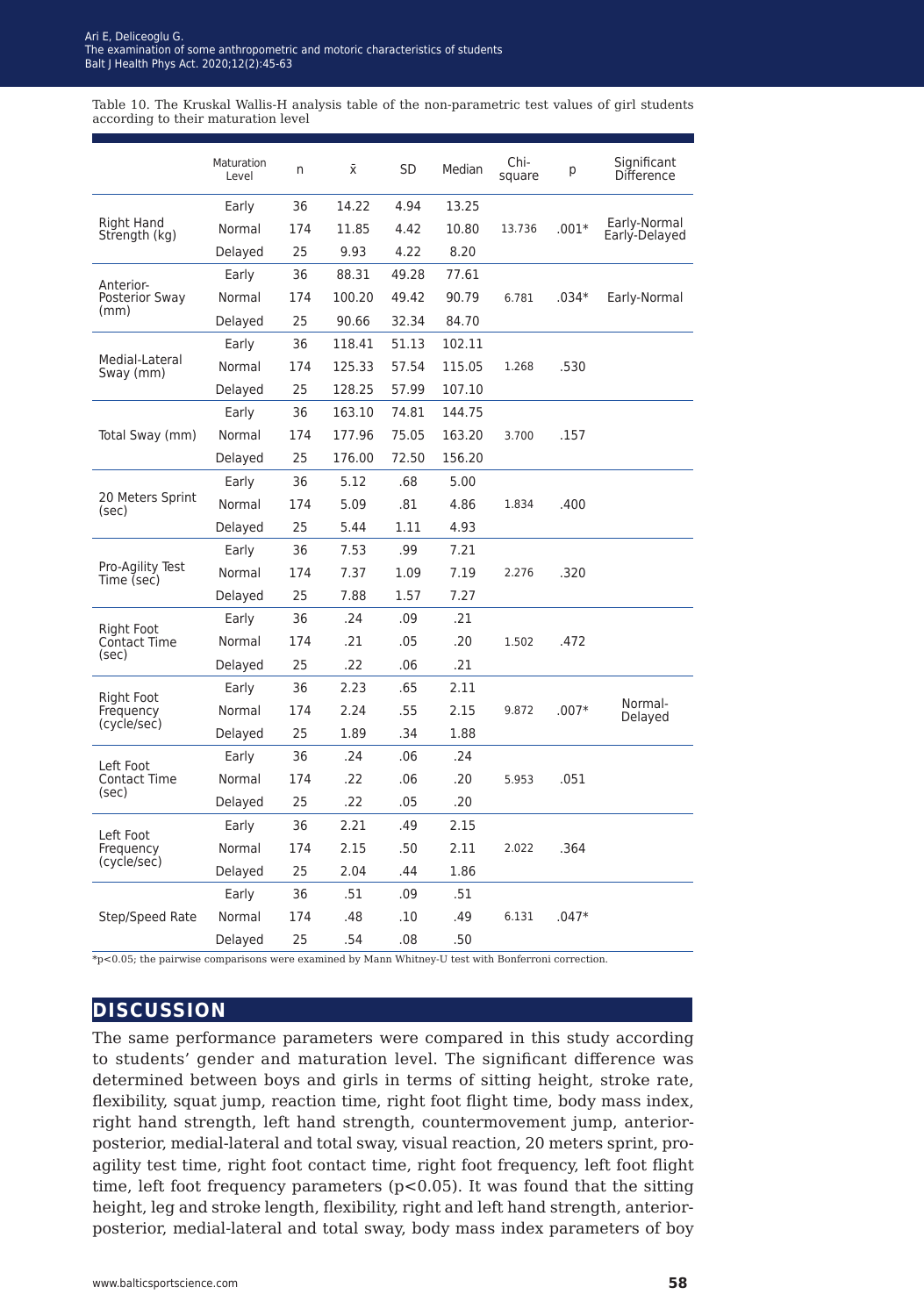Table 10. The Kruskal Wallis-H analysis table of the non-parametric test values of girl students according to their maturation level

| | Maturation Level | n | x̄ | SD | Median | Chi-square | p | Significant Difference |
|---|---|---|---|---|---|---|---|---|
| Right Hand Strength (kg) | Early | 36 | 14.22 | 4.94 | 13.25 | 13.736 | .001* | Early-Normal Early-Delayed |
| | Normal | 174 | 11.85 | 4.42 | 10.80 | | | |
| | Delayed | 25 | 9.93 | 4.22 | 8.20 | | | |
| Anterior-Posterior Sway (mm) | Early | 36 | 88.31 | 49.28 | 77.61 | 6.781 | .034* | Early-Normal |
| | Normal | 174 | 100.20 | 49.42 | 90.79 | | | |
| | Delayed | 25 | 90.66 | 32.34 | 84.70 | | | |
| Medial-Lateral Sway (mm) | Early | 36 | 118.41 | 51.13 | 102.11 | 1.268 | .530 | |
| | Normal | 174 | 125.33 | 57.54 | 115.05 | | | |
| | Delayed | 25 | 128.25 | 57.99 | 107.10 | | | |
| Total Sway (mm) | Early | 36 | 163.10 | 74.81 | 144.75 | 3.700 | .157 | |
| | Normal | 174 | 177.96 | 75.05 | 163.20 | | | |
| | Delayed | 25 | 176.00 | 72.50 | 156.20 | | | |
| 20 Meters Sprint (sec) | Early | 36 | 5.12 | .68 | 5.00 | 1.834 | .400 | |
| | Normal | 174 | 5.09 | .81 | 4.86 | | | |
| | Delayed | 25 | 5.44 | 1.11 | 4.93 | | | |
| Pro-Agility Test Time (sec) | Early | 36 | 7.53 | .99 | 7.21 | 2.276 | .320 | |
| | Normal | 174 | 7.37 | 1.09 | 7.19 | | | |
| | Delayed | 25 | 7.88 | 1.57 | 7.27 | | | |
| Right Foot Contact Time (sec) | Early | 36 | .24 | .09 | .21 | 1.502 | .472 | |
| | Normal | 174 | .21 | .05 | .20 | | | |
| | Delayed | 25 | .22 | .06 | .21 | | | |
| Right Foot Frequency (cycle/sec) | Early | 36 | 2.23 | .65 | 2.11 | 9.872 | .007* | Normal-Delayed |
| | Normal | 174 | 2.24 | .55 | 2.15 | | | |
| | Delayed | 25 | 1.89 | .34 | 1.88 | | | |
| Left Foot Contact Time (sec) | Early | 36 | .24 | .06 | .24 | 5.953 | .051 | |
| | Normal | 174 | .22 | .06 | .20 | | | |
| | Delayed | 25 | .22 | .05 | .20 | | | |
| Left Foot Frequency (cycle/sec) | Early | 36 | 2.21 | .49 | 2.15 | 2.022 | .364 | |
| | Normal | 174 | 2.15 | .50 | 2.11 | | | |
| | Delayed | 25 | 2.04 | .44 | 1.86 | | | |
| Step/Speed Rate | Early | 36 | .51 | .09 | .51 | 6.131 | .047* | |
| | Normal | 174 | .48 | .10 | .49 | | | |
| | Delayed | 25 | .54 | .08 | .50 | | | |

*p<0.05; the pairwise comparisons were examined by Mann Whitney-U test with Bonferroni correction.

## DISCUSSION

The same performance parameters were compared in this study according to students' gender and maturation level. The significant difference was determined between boys and girls in terms of sitting height, stroke rate, flexibility, squat jump, reaction time, right foot flight time, body mass index, right hand strength, left hand strength, countermovement jump, anterior-posterior, medial-lateral and total sway, visual reaction, 20 meters sprint, pro-agility test time, right foot contact time, right foot frequency, left foot flight time, left foot frequency parameters ($p<0.05$). It was found that the sitting height, leg and stroke length, flexibility, right and left hand strength, anterior-posterior, medial-lateral and total sway, body mass index parameters of boy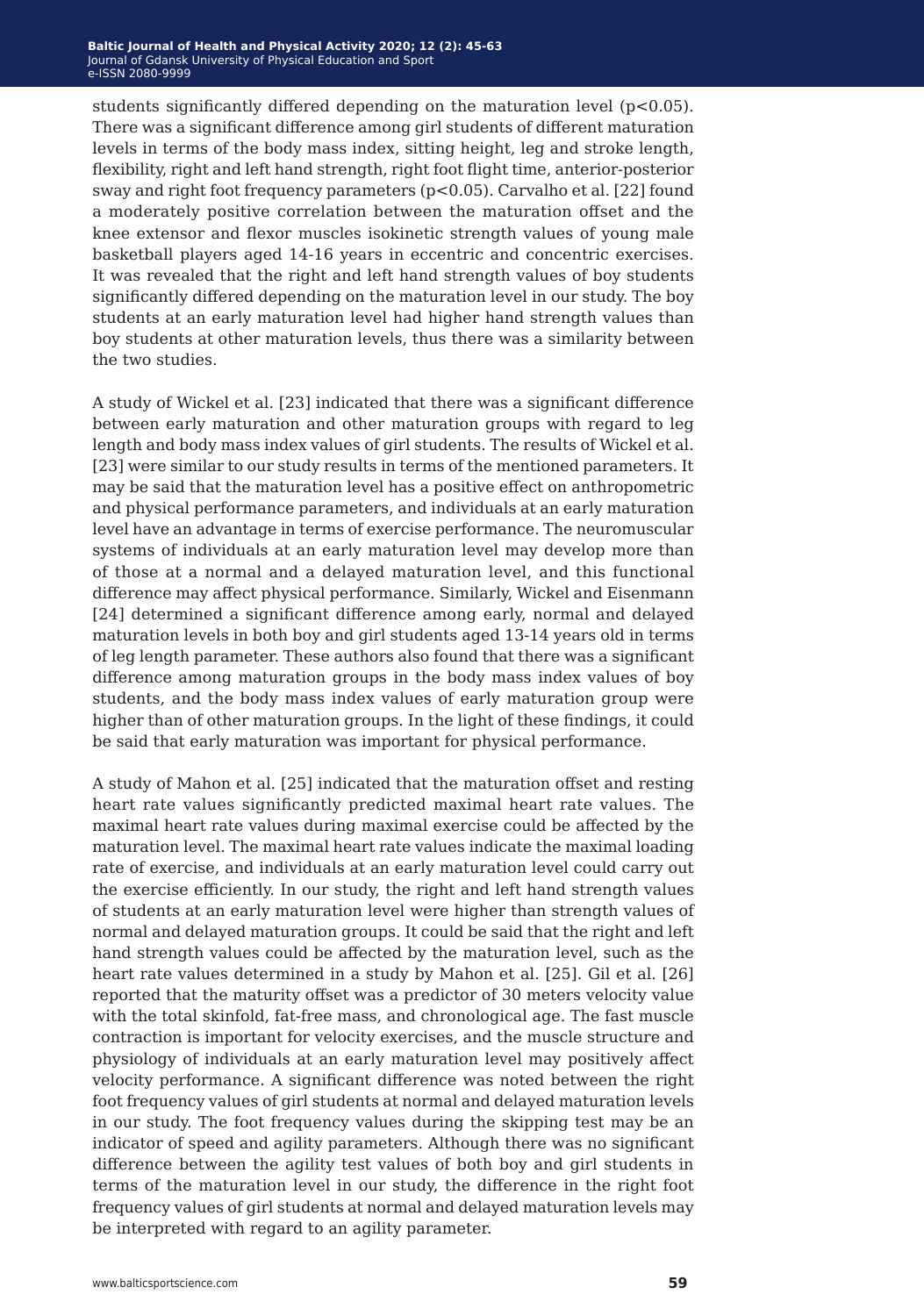students significantly differed depending on the maturation level ($p<0.05$). There was a significant difference among girl students of different maturation levels in terms of the body mass index, sitting height, leg and stroke length, flexibility, right and left hand strength, right foot flight time, anterior-posterior sway and right foot frequency parameters ($p<0.05$). Carvalho et al. [22] found a moderately positive correlation between the maturation offset and the knee extensor and flexor muscles isokinetic strength values of young male basketball players aged 14-16 years in eccentric and concentric exercises. It was revealed that the right and left hand strength values of boy students significantly differed depending on the maturation level in our study. The boy students at an early maturation level had higher hand strength values than boy students at other maturation levels, thus there was a similarity between the two studies.

A study of Wickel et al. [23] indicated that there was a significant difference between early maturation and other maturation groups with regard to leg length and body mass index values of girl students. The results of Wickel et al. [23] were similar to our study results in terms of the mentioned parameters. It may be said that the maturation level has a positive effect on anthropometric and physical performance parameters, and individuals at an early maturation level have an advantage in terms of exercise performance. The neuromuscular systems of individuals at an early maturation level may develop more than of those at a normal and a delayed maturation level, and this functional difference may affect physical performance. Similarly, Wickel and Eisenmann [24] determined a significant difference among early, normal and delayed maturation levels in both boy and girl students aged 13-14 years old in terms of leg length parameter. These authors also found that there was a significant difference among maturation groups in the body mass index values of boy students, and the body mass index values of early maturation group were higher than of other maturation groups. In the light of these findings, it could be said that early maturation was important for physical performance.

A study of Mahon et al. [25] indicated that the maturation offset and resting heart rate values significantly predicted maximal heart rate values. The maximal heart rate values during maximal exercise could be affected by the maturation level. The maximal heart rate values indicate the maximal loading rate of exercise, and individuals at an early maturation level could carry out the exercise efficiently. In our study, the right and left hand strength values of students at an early maturation level were higher than strength values of normal and delayed maturation groups. It could be said that the right and left hand strength values could be affected by the maturation level, such as the heart rate values determined in a study by Mahon et al. [25]. Gil et al. [26] reported that the maturity offset was a predictor of 30 meters velocity value with the total skinfold, fat-free mass, and chronological age. The fast muscle contraction is important for velocity exercises, and the muscle structure and physiology of individuals at an early maturation level may positively affect velocity performance. A significant difference was noted between the right foot frequency values of girl students at normal and delayed maturation levels in our study. The foot frequency values during the skipping test may be an indicator of speed and agility parameters. Although there was no significant difference between the agility test values of both boy and girl students in terms of the maturation level in our study, the difference in the right foot frequency values of girl students at normal and delayed maturation levels may be interpreted with regard to an agility parameter.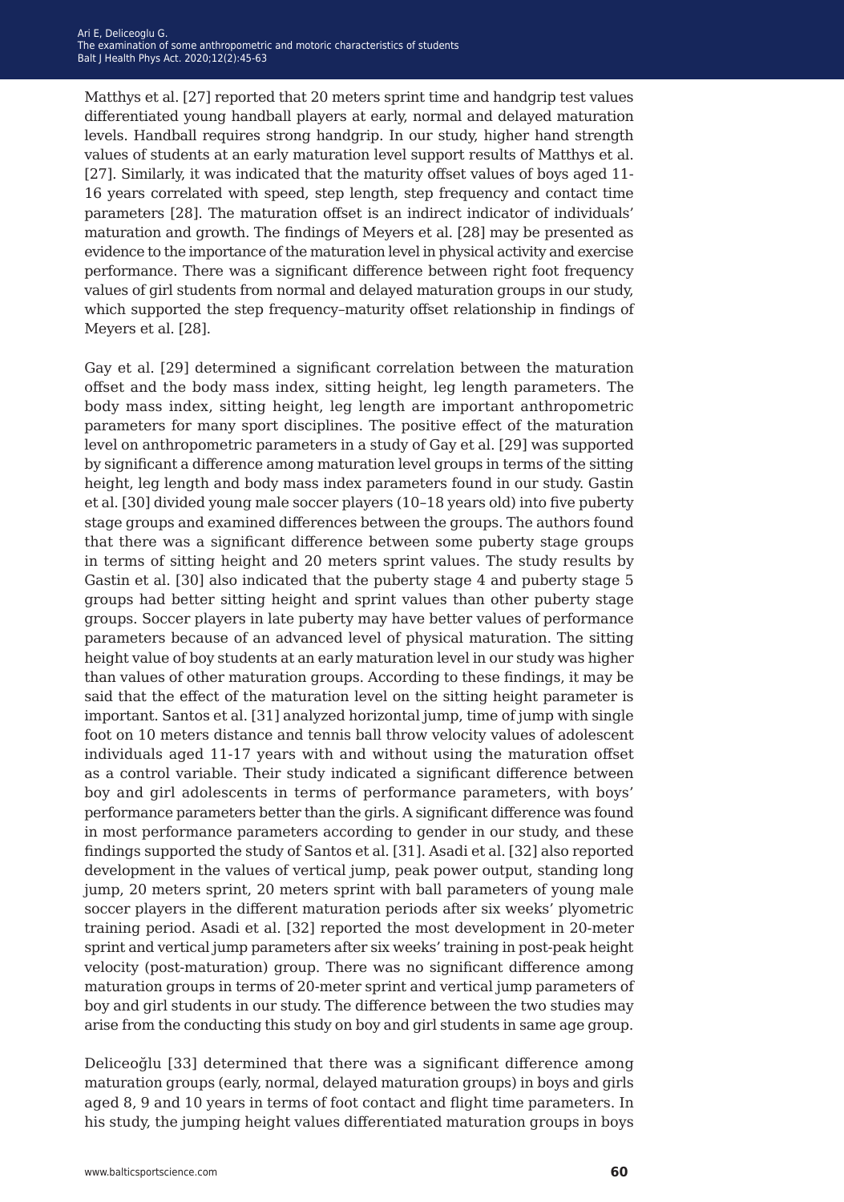Matthys et al. [27] reported that 20 meters sprint time and handgrip test values differentiated young handball players at early, normal and delayed maturation levels. Handball requires strong handgrip. In our study, higher hand strength values of students at an early maturation level support results of Matthys et al. [27]. Similarly, it was indicated that the maturity offset values of boys aged 11-16 years correlated with speed, step length, step frequency and contact time parameters [28]. The maturation offset is an indirect indicator of individuals' maturation and growth. The findings of Meyers et al. [28] may be presented as evidence to the importance of the maturation level in physical activity and exercise performance. There was a significant difference between right foot frequency values of girl students from normal and delayed maturation groups in our study, which supported the step frequency–maturity offset relationship in findings of Meyers et al. [28].

Gay et al. [29] determined a significant correlation between the maturation offset and the body mass index, sitting height, leg length parameters. The body mass index, sitting height, leg length are important anthropometric parameters for many sport disciplines. The positive effect of the maturation level on anthropometric parameters in a study of Gay et al. [29] was supported by significant a difference among maturation level groups in terms of the sitting height, leg length and body mass index parameters found in our study. Gastin et al. [30] divided young male soccer players (10–18 years old) into five puberty stage groups and examined differences between the groups. The authors found that there was a significant difference between some puberty stage groups in terms of sitting height and 20 meters sprint values. The study results by Gastin et al. [30] also indicated that the puberty stage 4 and puberty stage 5 groups had better sitting height and sprint values than other puberty stage groups. Soccer players in late puberty may have better values of performance parameters because of an advanced level of physical maturation. The sitting height value of boy students at an early maturation level in our study was higher than values of other maturation groups. According to these findings, it may be said that the effect of the maturation level on the sitting height parameter is important. Santos et al. [31] analyzed horizontal jump, time of jump with single foot on 10 meters distance and tennis ball throw velocity values of adolescent individuals aged 11-17 years with and without using the maturation offset as a control variable. Their study indicated a significant difference between boy and girl adolescents in terms of performance parameters, with boys' performance parameters better than the girls. A significant difference was found in most performance parameters according to gender in our study, and these findings supported the study of Santos et al. [31]. Asadi et al. [32] also reported development in the values of vertical jump, peak power output, standing long jump, 20 meters sprint, 20 meters sprint with ball parameters of young male soccer players in the different maturation periods after six weeks' plyometric training period. Asadi et al. [32] reported the most development in 20-meter sprint and vertical jump parameters after six weeks' training in post-peak height velocity (post-maturation) group. There was no significant difference among maturation groups in terms of 20-meter sprint and vertical jump parameters of boy and girl students in our study. The difference between the two studies may arise from the conducting this study on boy and girl students in same age group.

Deliceoğlu [33] determined that there was a significant difference among maturation groups (early, normal, delayed maturation groups) in boys and girls aged 8, 9 and 10 years in terms of foot contact and flight time parameters. In his study, the jumping height values differentiated maturation groups in boys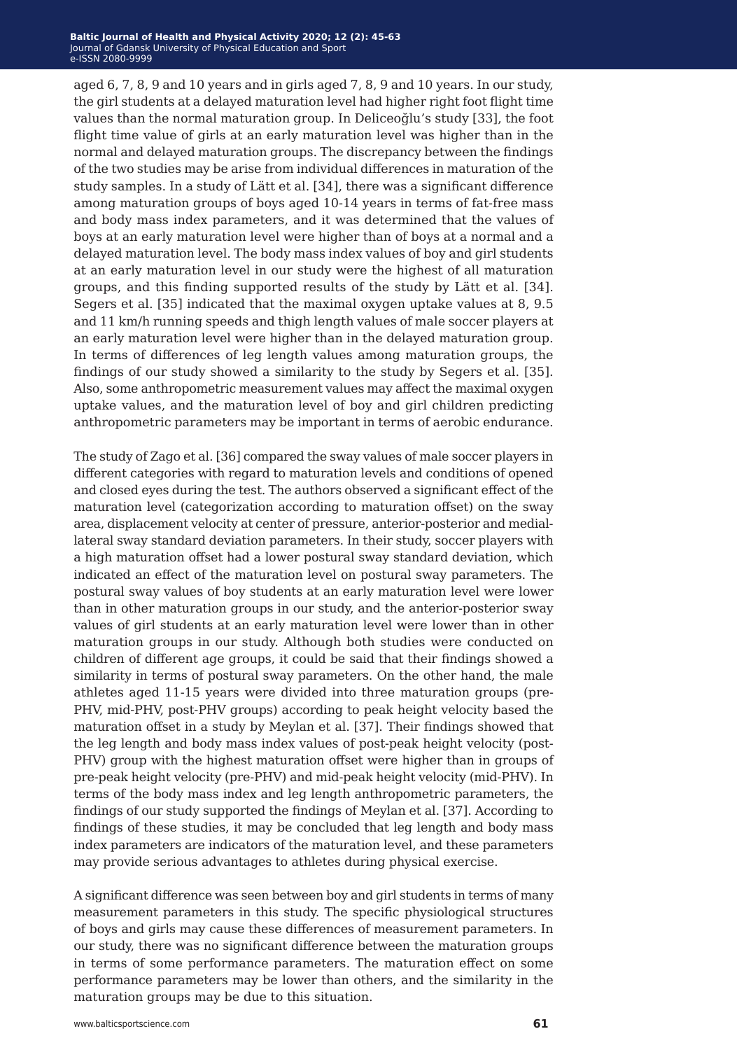aged 6, 7, 8, 9 and 10 years and in girls aged 7, 8, 9 and 10 years. In our study, the girl students at a delayed maturation level had higher right foot flight time values than the normal maturation group. In Deliceoğlu's study [33], the foot flight time value of girls at an early maturation level was higher than in the normal and delayed maturation groups. The discrepancy between the findings of the two studies may be arise from individual differences in maturation of the study samples. In a study of Lätt et al. [34], there was a significant difference among maturation groups of boys aged 10-14 years in terms of fat-free mass and body mass index parameters, and it was determined that the values of boys at an early maturation level were higher than of boys at a normal and a delayed maturation level. The body mass index values of boy and girl students at an early maturation level in our study were the highest of all maturation groups, and this finding supported results of the study by Lätt et al. [34]. Segers et al. [35] indicated that the maximal oxygen uptake values at 8, 9.5 and 11 km/h running speeds and thigh length values of male soccer players at an early maturation level were higher than in the delayed maturation group. In terms of differences of leg length values among maturation groups, the findings of our study showed a similarity to the study by Segers et al. [35]. Also, some anthropometric measurement values may affect the maximal oxygen uptake values, and the maturation level of boy and girl children predicting anthropometric parameters may be important in terms of aerobic endurance.

The study of Zago et al. [36] compared the sway values of male soccer players in different categories with regard to maturation levels and conditions of opened and closed eyes during the test. The authors observed a significant effect of the maturation level (categorization according to maturation offset) on the sway area, displacement velocity at center of pressure, anterior-posterior and medial-lateral sway standard deviation parameters. In their study, soccer players with a high maturation offset had a lower postural sway standard deviation, which indicated an effect of the maturation level on postural sway parameters. The postural sway values of boy students at an early maturation level were lower than in other maturation groups in our study, and the anterior-posterior sway values of girl students at an early maturation level were lower than in other maturation groups in our study. Although both studies were conducted on children of different age groups, it could be said that their findings showed a similarity in terms of postural sway parameters. On the other hand, the male athletes aged 11-15 years were divided into three maturation groups (pre-PHV, mid-PHV, post-PHV groups) according to peak height velocity based the maturation offset in a study by Meylan et al. [37]. Their findings showed that the leg length and body mass index values of post-peak height velocity (post-PHV) group with the highest maturation offset were higher than in groups of pre-peak height velocity (pre-PHV) and mid-peak height velocity (mid-PHV). In terms of the body mass index and leg length anthropometric parameters, the findings of our study supported the findings of Meylan et al. [37]. According to findings of these studies, it may be concluded that leg length and body mass index parameters are indicators of the maturation level, and these parameters may provide serious advantages to athletes during physical exercise.

A significant difference was seen between boy and girl students in terms of many measurement parameters in this study. The specific physiological structures of boys and girls may cause these differences of measurement parameters. In our study, there was no significant difference between the maturation groups in terms of some performance parameters. The maturation effect on some performance parameters may be lower than others, and the similarity in the maturation groups may be due to this situation.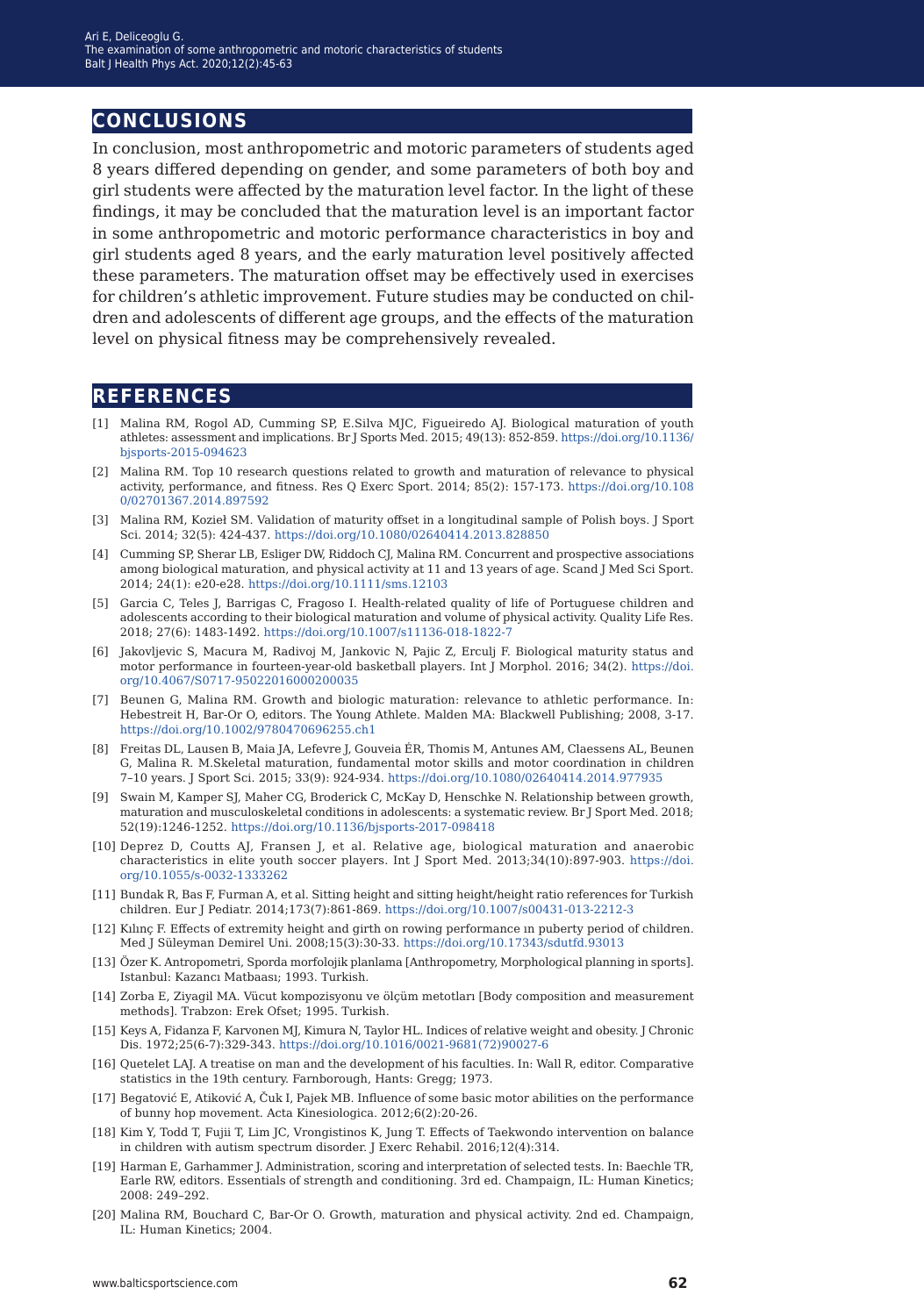## CONCLUSIONS

In conclusion, most anthropometric and motoric parameters of students aged 8 years differed depending on gender, and some parameters of both boy and girl students were affected by the maturation level factor. In the light of these findings, it may be concluded that the maturation level is an important factor in some anthropometric and motoric performance characteristics in boy and girl students aged 8 years, and the early maturation level positively affected these parameters. The maturation offset may be effectively used in exercises for children's athletic improvement. Future studies may be conducted on children and adolescents of different age groups, and the effects of the maturation level on physical fitness may be comprehensively revealed.

## REFERENCES

[1] Malina RM, Rogol AD, Cumming SP, E.Silva MJC, Figueiredo AJ. Biological maturation of youth athletes: assessment and implications. Br J Sports Med. 2015; 49(13): 852-859. https://doi.org/10.1136/bjsports-2015-094623

[2] Malina RM. Top 10 research questions related to growth and maturation of relevance to physical activity, performance, and fitness. Res Q Exerc Sport. 2014; 85(2): 157-173. https://doi.org/10.1080/02701367.2014.897592

[3] Malina RM, Kozieł SM. Validation of maturity offset in a longitudinal sample of Polish boys. J Sport Sci. 2014; 32(5): 424-437. https://doi.org/10.1080/02640414.2013.828850

[4] Cumming SP, Sherar LB, Esliger DW, Riddoch CJ, Malina RM. Concurrent and prospective associations among biological maturation, and physical activity at 11 and 13 years of age. Scand J Med Sci Sport. 2014; 24(1): e20-e28. https://doi.org/10.1111/sms.12103

[5] Garcia C, Teles J, Barrigas C, Fragoso I. Health-related quality of life of Portuguese children and adolescents according to their biological maturation and volume of physical activity. Quality Life Res. 2018; 27(6): 1483-1492. https://doi.org/10.1007/s11136-018-1822-7

[6] Jakovljevic S, Macura M, Radivoj M, Jankovic N, Pajic Z, Erculj F. Biological maturity status and motor performance in fourteen-year-old basketball players. Int J Morphol. 2016; 34(2). https://doi.org/10.4067/S0717-95022016000200035

[7] Beunen G, Malina RM. Growth and biologic maturation: relevance to athletic performance. In: Hebestreit H, Bar-Or O, editors. The Young Athlete. Malden MA: Blackwell Publishing; 2008, 3-17. https://doi.org/10.1002/9780470696255.ch1

[8] Freitas DL, Lausen B, Maia JA, Lefevre J, Gouveia ÉR, Thomis M, Antunes AM, Claessens AL, Beunen G, Malina R. M.Skeletal maturation, fundamental motor skills and motor coordination in children 7–10 years. J Sport Sci. 2015; 33(9): 924-934. https://doi.org/10.1080/02640414.2014.977935

[9] Swain M, Kamper SJ, Maher CG, Broderick C, McKay D, Henschke N. Relationship between growth, maturation and musculoskeletal conditions in adolescents: a systematic review. Br J Sport Med. 2018; 52(19):1246-1252. https://doi.org/10.1136/bjsports-2017-098418

[10] Deprez D, Coutts AJ, Fransen J, et al. Relative age, biological maturation and anaerobic characteristics in elite youth soccer players. Int J Sport Med. 2013;34(10):897-903. https://doi.org/10.1055/s-0032-1333262

[11] Bundak R, Bas F, Furman A, et al. Sitting height and sitting height/height ratio references for Turkish children. Eur J Pediatr. 2014;173(7):861-869. https://doi.org/10.1007/s00431-013-2212-3

[12] Kılınç F. Effects of extremity height and girth on rowing performance ın puberty period of children. Med J Süleyman Demirel Uni. 2008;15(3):30-33. https://doi.org/10.17343/sdutfd.93013

[13] Özer K. Antropometri, Sporda morfolojik planlama [Anthropometry, Morphological planning in sports]. Istanbul: Kazancı Matbaası; 1993. Turkish.

[14] Zorba E, Ziyagil MA. Vücut kompozisyonu ve ölçüm metotları [Body composition and measurement methods]. Trabzon: Erek Ofset; 1995. Turkish.

[15] Keys A, Fidanza F, Karvonen MJ, Kimura N, Taylor HL. Indices of relative weight and obesity. J Chronic Dis. 1972;25(6-7):329-343. https://doi.org/10.1016/0021-9681(72)90027-6

[16] Quetelet LAJ. A treatise on man and the development of his faculties. In: Wall R, editor. Comparative statistics in the 19th century. Farnborough, Hants: Gregg; 1973.

[17] Begatović E, Atiković A, Čuk I, Pajek MB. Influence of some basic motor abilities on the performance of bunny hop movement. Acta Kinesiologica. 2012;6(2):20-26.

[18] Kim Y, Todd T, Fujii T, Lim JC, Vrongistinos K, Jung T. Effects of Taekwondo intervention on balance in children with autism spectrum disorder. J Exerc Rehabil. 2016;12(4):314.

[19] Harman E, Garhammer J. Administration, scoring and interpretation of selected tests. In: Baechle TR, Earle RW, editors. Essentials of strength and conditioning. 3rd ed. Champaign, IL: Human Kinetics; 2008: 249–292.

[20] Malina RM, Bouchard C, Bar-Or O. Growth, maturation and physical activity. 2nd ed. Champaign, IL: Human Kinetics; 2004.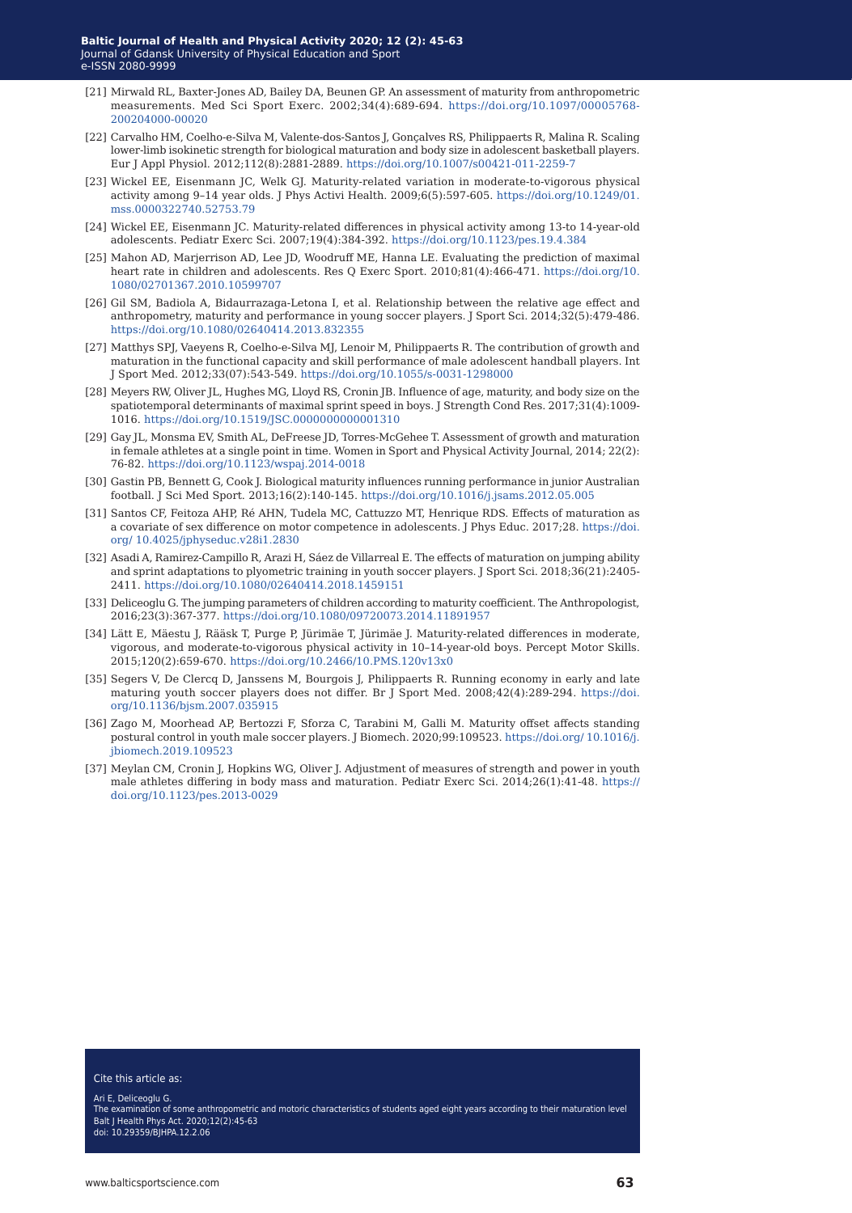[21] Mirwald RL, Baxter-Jones AD, Bailey DA, Beunen GP. An assessment of maturity from anthropometric measurements. Med Sci Sport Exerc. 2002;34(4):689-694. https://doi.org/10.1097/00005768-200204000-00020

[22] Carvalho HM, Coelho-e-Silva M, Valente-dos-Santos J, Gonçalves RS, Philippaerts R, Malina R. Scaling lower-limb isokinetic strength for biological maturation and body size in adolescent basketball players. Eur J Appl Physiol. 2012;112(8):2881-2889. https://doi.org/10.1007/s00421-011-2259-7

[23] Wickel EE, Eisenmann JC, Welk GJ. Maturity-related variation in moderate-to-vigorous physical activity among 9–14 year olds. J Phys Activi Health. 2009;6(5):597-605. https://doi.org/10.1249/01.mss.0000322740.52753.79

[24] Wickel EE, Eisenmann JC. Maturity-related differences in physical activity among 13-to 14-year-old adolescents. Pediatr Exerc Sci. 2007;19(4):384-392. https://doi.org/10.1123/pes.19.4.384

[25] Mahon AD, Marjerrison AD, Lee JD, Woodruff ME, Hanna LE. Evaluating the prediction of maximal heart rate in children and adolescents. Res Q Exerc Sport. 2010;81(4):466-471. https://doi.org/10.1080/02701367.2010.10599707

[26] Gil SM, Badiola A, Bidaurrazaga-Letona I, et al. Relationship between the relative age effect and anthropometry, maturity and performance in young soccer players. J Sport Sci. 2014;32(5):479-486. https://doi.org/10.1080/02640414.2013.832355

[27] Matthys SPJ, Vaeyens R, Coelho-e-Silva MJ, Lenoir M, Philippaerts R. The contribution of growth and maturation in the functional capacity and skill performance of male adolescent handball players. Int J Sport Med. 2012;33(07):543-549. https://doi.org/10.1055/s-0031-1298000

[28] Meyers RW, Oliver JL, Hughes MG, Lloyd RS, Cronin JB. Influence of age, maturity, and body size on the spatiotemporal determinants of maximal sprint speed in boys. J Strength Cond Res. 2017;31(4):1009-1016. https://doi.org/10.1519/JSC.0000000000001310

[29] Gay JL, Monsma EV, Smith AL, DeFreese JD, Torres-McGehee T. Assessment of growth and maturation in female athletes at a single point in time. Women in Sport and Physical Activity Journal, 2014; 22(2): 76-82. https://doi.org/10.1123/wspaj.2014-0018

[30] Gastin PB, Bennett G, Cook J. Biological maturity influences running performance in junior Australian football. J Sci Med Sport. 2013;16(2):140-145. https://doi.org/10.1016/j.jsams.2012.05.005

[31] Santos CF, Feitoza AHP, Ré AHN, Tudela MC, Cattuzzo MT, Henrique RDS. Effects of maturation as a covariate of sex difference on motor competence in adolescents. J Phys Educ. 2017;28. https://doi.org/ 10.4025/jphyseduc.v28i1.2830

[32] Asadi A, Ramirez-Campillo R, Arazi H, Sáez de Villarreal E. The effects of maturation on jumping ability and sprint adaptations to plyometric training in youth soccer players. J Sport Sci. 2018;36(21):2405-2411. https://doi.org/10.1080/02640414.2018.1459151

[33] Deliceoglu G. The jumping parameters of children according to maturity coefficient. The Anthropologist, 2016;23(3):367-377. https://doi.org/10.1080/09720073.2014.11891957

[34] Lätt E, Mäestu J, Rääsk T, Purge P, Jürimäe T, Jürimäe J. Maturity-related differences in moderate, vigorous, and moderate-to-vigorous physical activity in 10–14-year-old boys. Percept Motor Skills. 2015;120(2):659-670. https://doi.org/10.2466/10.PMS.120v13x0

[35] Segers V, De Clercq D, Janssens M, Bourgois J, Philippaerts R. Running economy in early and late maturing youth soccer players does not differ. Br J Sport Med. 2008;42(4):289-294. https://doi.org/10.1136/bjsm.2007.035915

[36] Zago M, Moorhead AP, Bertozzi F, Sforza C, Tarabini M, Galli M. Maturity offset affects standing postural control in youth male soccer players. J Biomech. 2020;99:109523. https://doi.org/ 10.1016/j.jbiomech.2019.109523

[37] Meylan CM, Cronin J, Hopkins WG, Oliver J. Adjustment of measures of strength and power in youth male athletes differing in body mass and maturation. Pediatr Exerc Sci. 2014;26(1):41-48. https://doi.org/10.1123/pes.2013-0029

Cite this article as:

Ari E, Deliceoglu G.
The examination of some anthropometric and motoric characteristics of students aged eight years according to their maturation level
Balt J Health Phys Act. 2020;12(2):45-63
doi: 10.29359/BJHPA.12.2.06